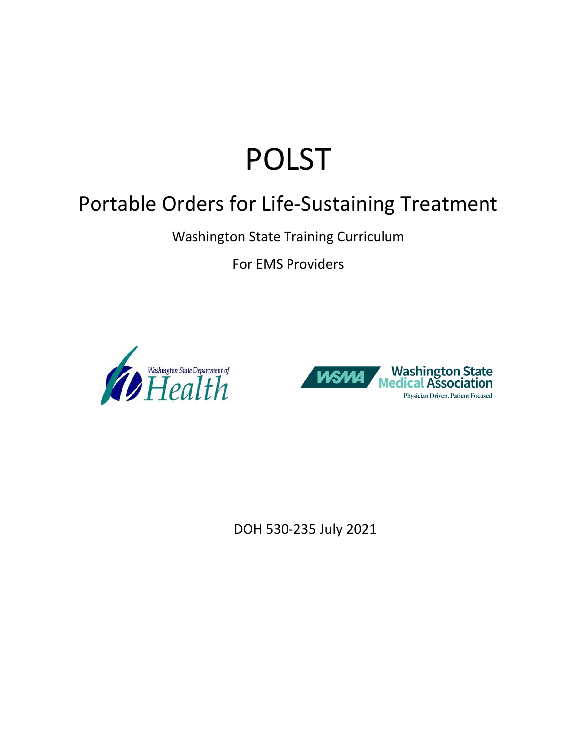# POLST

## Portable Orders for Life-Sustaining Treatment

Washington State Training Curriculum

For EMS Providers

Washington State Department of Health

WSMA Washington State Medical Association

Physician Driven, Patient Focused

DOH 530-235 July 2021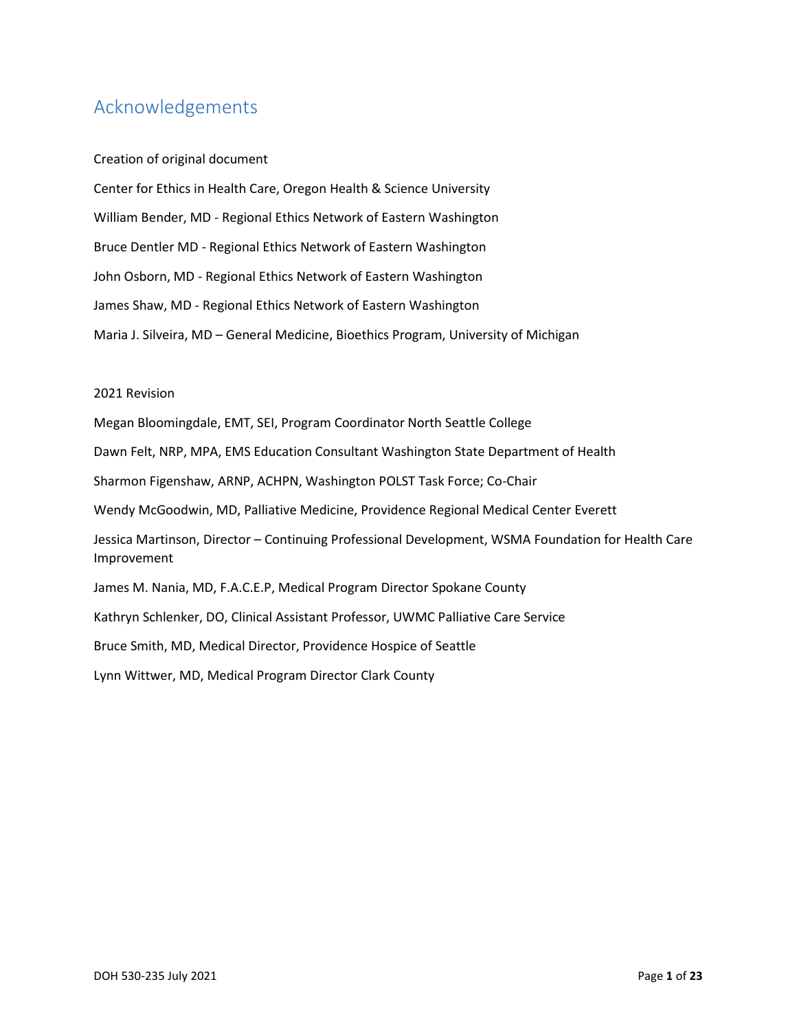# Acknowledgements

Creation of original document

Center for Ethics in Health Care, Oregon Health & Science University

William Bender, MD - Regional Ethics Network of Eastern Washington

Bruce Dentler MD - Regional Ethics Network of Eastern Washington

John Osborn, MD - Regional Ethics Network of Eastern Washington

James Shaw, MD - Regional Ethics Network of Eastern Washington

Maria J. Silveira, MD – General Medicine, Bioethics Program, University of Michigan

2021 Revision

Megan Bloomingdale, EMT, SEI, Program Coordinator North Seattle College

Dawn Felt, NRP, MPA, EMS Education Consultant Washington State Department of Health

Sharmon Figenshaw, ARNP, ACHPN, Washington POLST Task Force; Co-Chair

Wendy McGoodwin, MD, Palliative Medicine, Providence Regional Medical Center Everett

Jessica Martinson, Director – Continuing Professional Development, WSMA Foundation for Health Care Improvement

James M. Nania, MD, F.A.C.E.P, Medical Program Director Spokane County

Kathryn Schlenker, DO, Clinical Assistant Professor, UWMC Palliative Care Service

Bruce Smith, MD, Medical Director, Providence Hospice of Seattle

Lynn Wittwer, MD, Medical Program Director Clark County

DOH 530-235 July 2021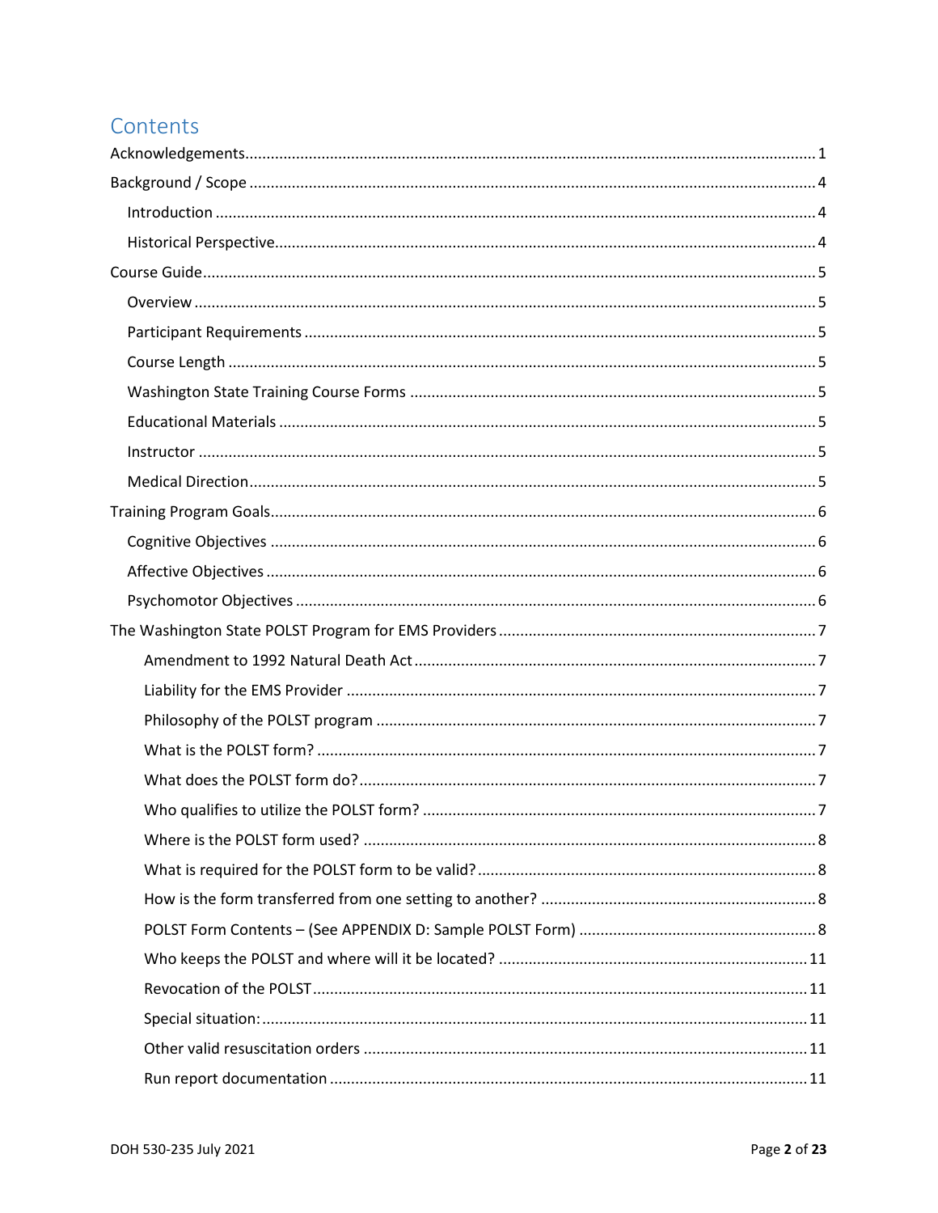# Contents

Acknowledgements ..... 1

Background / Scope ..... 4

- Introduction ..... 4
- Historical Perspective ..... 4

Course Guide ..... 5

- Overview ..... 5
- Participant Requirements ..... 5
- Course Length ..... 5
- Washington State Training Course Forms ..... 5
- Educational Materials ..... 5
- Instructor ..... 5
- Medical Direction ..... 5

Training Program Goals ..... 6

- Cognitive Objectives ..... 6
- Affective Objectives ..... 6
- Psychomotor Objectives ..... 6

The Washington State POLST Program for EMS Providers ..... 7

- Amendment to 1992 Natural Death Act ..... 7
- Liability for the EMS Provider ..... 7
- Philosophy of the POLST program ..... 7
- What is the POLST form? ..... 7
- What does the POLST form do? ..... 7
- Who qualifies to utilize the POLST form? ..... 7
- Where is the POLST form used? ..... 8
- What is required for the POLST form to be valid? ..... 8
- How is the form transferred from one setting to another? ..... 8
- POLST Form Contents – (See APPENDIX D: Sample POLST Form) ..... 8
- Who keeps the POLST and where will it be located? ..... 11
- Revocation of the POLST ..... 11
- Special situation: ..... 11
- Other valid resuscitation orders ..... 11
- Run report documentation ..... 11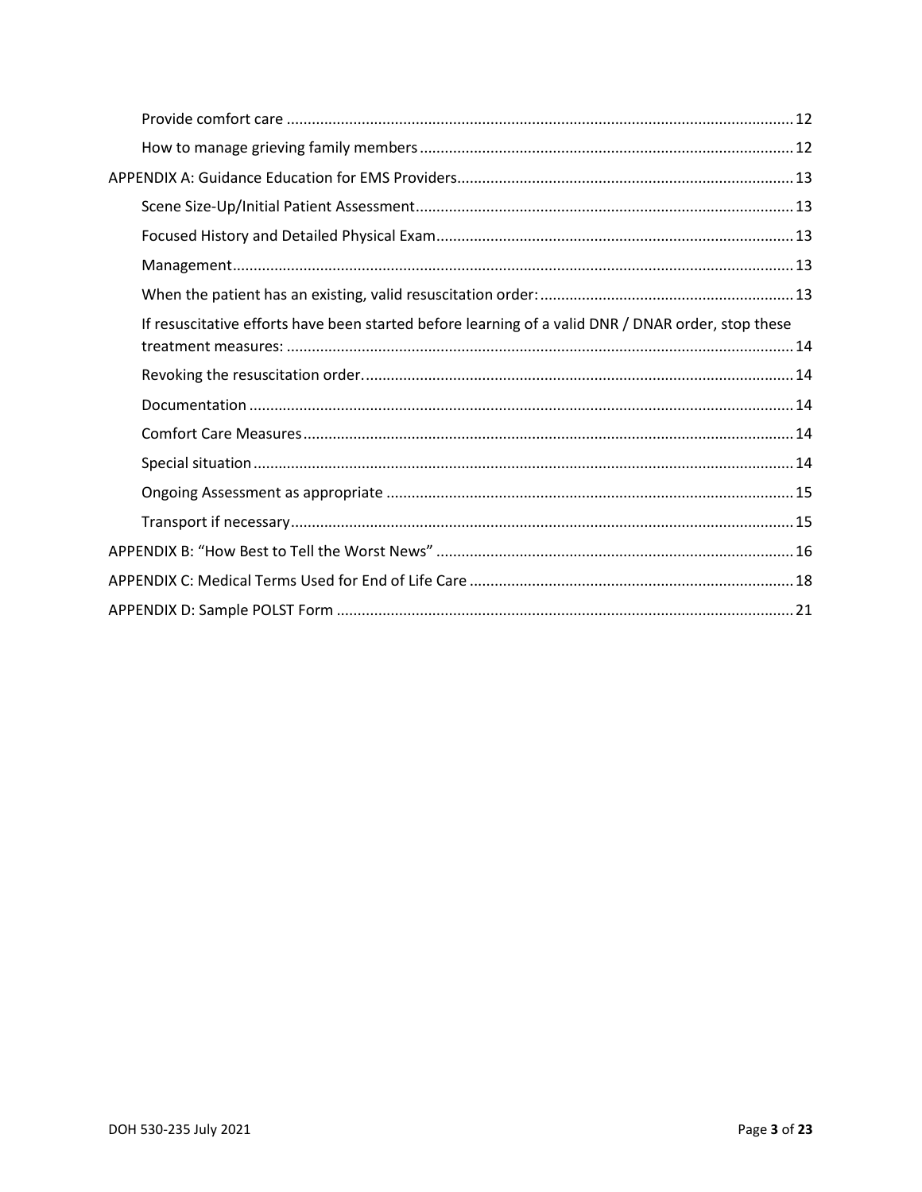- Provide comfort care ........ 12
- How to manage grieving family members ........ 12

APPENDIX A: Guidance Education for EMS Providers ........ 13

- Scene Size-Up/Initial Patient Assessment ........ 13
- Focused History and Detailed Physical Exam ........ 13
- Management ........ 13
- When the patient has an existing, valid resuscitation order: ........ 13
- If resuscitative efforts have been started before learning of a valid DNR / DNAR order, stop these treatment measures: ........ 14
- Revoking the resuscitation order. ........ 14
- Documentation ........ 14
- Comfort Care Measures ........ 14
- Special situation ........ 14
- Ongoing Assessment as appropriate ........ 15
- Transport if necessary ........ 15

APPENDIX B: "How Best to Tell the Worst News" ........ 16

APPENDIX C: Medical Terms Used for End of Life Care ........ 18

APPENDIX D: Sample POLST Form ........ 21

DOH 530-235 July 2021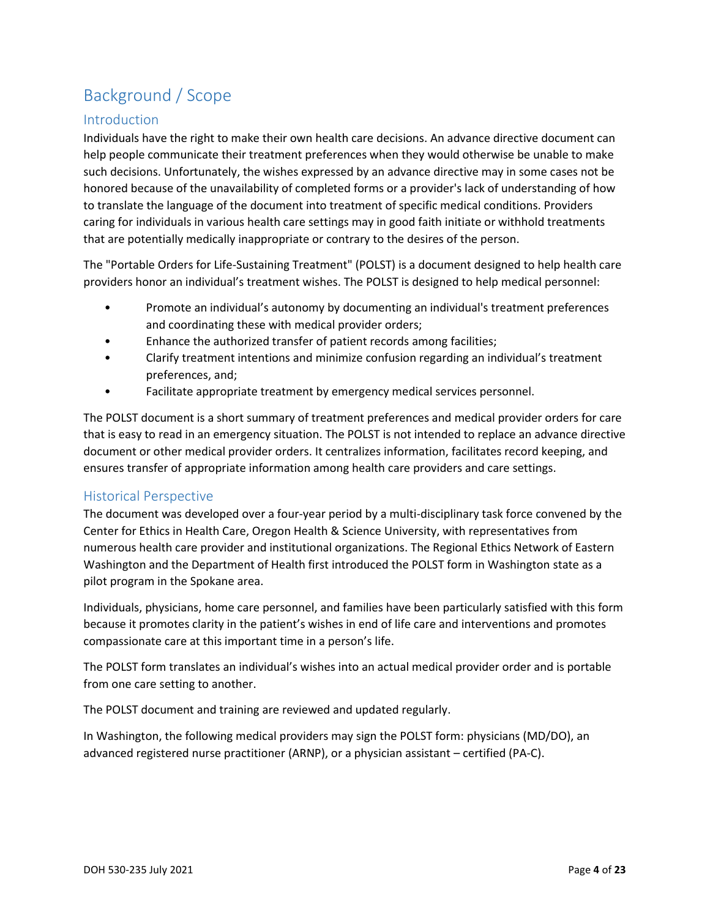# Background / Scope

## Introduction

Individuals have the right to make their own health care decisions. An advance directive document can help people communicate their treatment preferences when they would otherwise be unable to make such decisions. Unfortunately, the wishes expressed by an advance directive may in some cases not be honored because of the unavailability of completed forms or a provider's lack of understanding of how to translate the language of the document into treatment of specific medical conditions. Providers caring for individuals in various health care settings may in good faith initiate or withhold treatments that are potentially medically inappropriate or contrary to the desires of the person.

The "Portable Orders for Life-Sustaining Treatment" (POLST) is a document designed to help health care providers honor an individual's treatment wishes. The POLST is designed to help medical personnel:

- Promote an individual's autonomy by documenting an individual's treatment preferences and coordinating these with medical provider orders;
- Enhance the authorized transfer of patient records among facilities;
- Clarify treatment intentions and minimize confusion regarding an individual's treatment preferences, and;
- Facilitate appropriate treatment by emergency medical services personnel.

The POLST document is a short summary of treatment preferences and medical provider orders for care that is easy to read in an emergency situation. The POLST is not intended to replace an advance directive document or other medical provider orders. It centralizes information, facilitates record keeping, and ensures transfer of appropriate information among health care providers and care settings.

## Historical Perspective

The document was developed over a four-year period by a multi-disciplinary task force convened by the Center for Ethics in Health Care, Oregon Health & Science University, with representatives from numerous health care provider and institutional organizations. The Regional Ethics Network of Eastern Washington and the Department of Health first introduced the POLST form in Washington state as a pilot program in the Spokane area.

Individuals, physicians, home care personnel, and families have been particularly satisfied with this form because it promotes clarity in the patient's wishes in end of life care and interventions and promotes compassionate care at this important time in a person's life.

The POLST form translates an individual's wishes into an actual medical provider order and is portable from one care setting to another.

The POLST document and training are reviewed and updated regularly.

In Washington, the following medical providers may sign the POLST form: physicians (MD/DO), an advanced registered nurse practitioner (ARNP), or a physician assistant – certified (PA-C).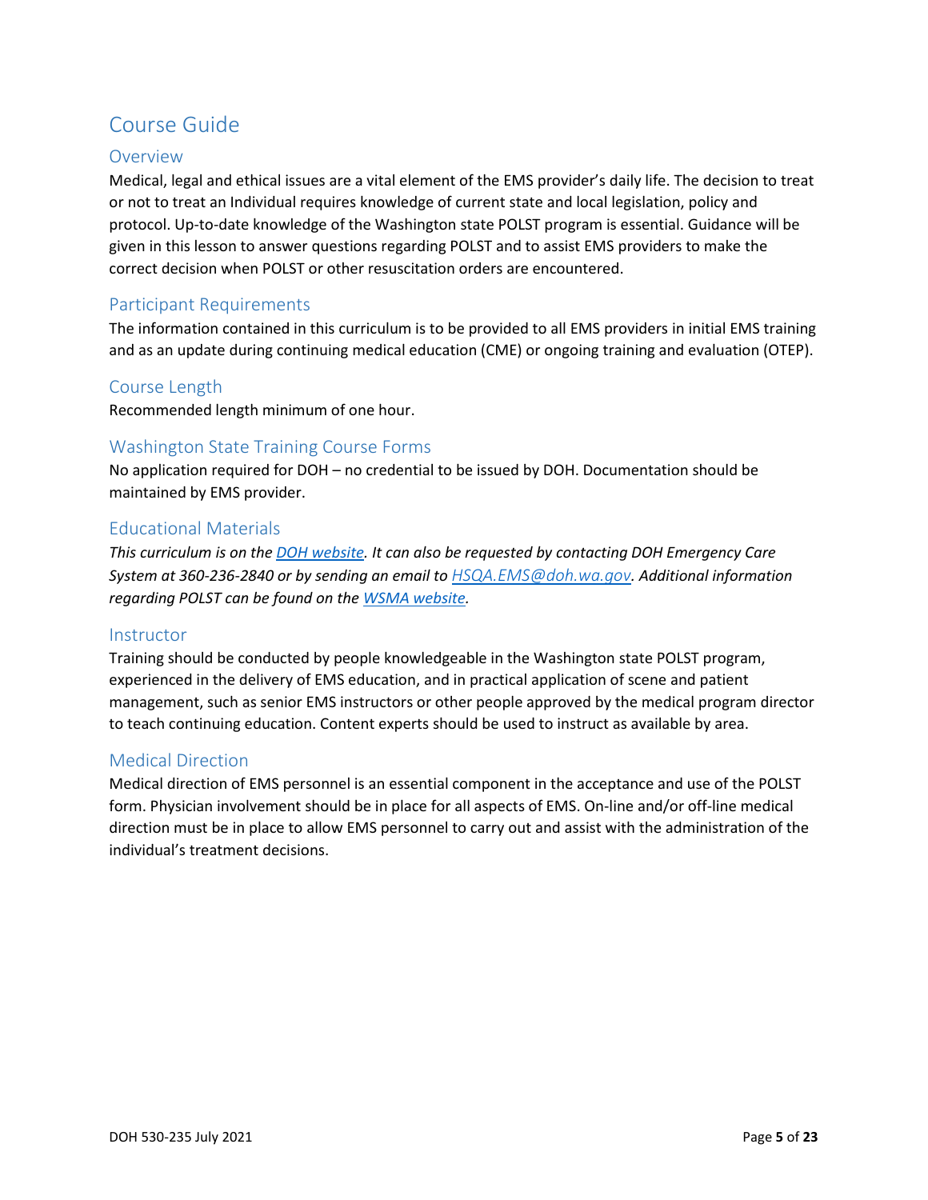# Course Guide

## Overview

Medical, legal and ethical issues are a vital element of the EMS provider's daily life. The decision to treat or not to treat an Individual requires knowledge of current state and local legislation, policy and protocol. Up-to-date knowledge of the Washington state POLST program is essential. Guidance will be given in this lesson to answer questions regarding POLST and to assist EMS providers to make the correct decision when POLST or other resuscitation orders are encountered.

## Participant Requirements

The information contained in this curriculum is to be provided to all EMS providers in initial EMS training and as an update during continuing medical education (CME) or ongoing training and evaluation (OTEP).

## Course Length

Recommended length minimum of one hour.

## Washington State Training Course Forms

No application required for DOH – no credential to be issued by DOH. Documentation should be maintained by EMS provider.

## Educational Materials

*This curriculum is on the [DOH website](). It can also be requested by contacting DOH Emergency Care System at 360-236-2840 or by sending an email to [HSQA.EMS@doh.wa.gov](mailto:HSQA.EMS@doh.wa.gov). Additional information regarding POLST can be found on the [WSMA website]().*

## Instructor

Training should be conducted by people knowledgeable in the Washington state POLST program, experienced in the delivery of EMS education, and in practical application of scene and patient management, such as senior EMS instructors or other people approved by the medical program director to teach continuing education. Content experts should be used to instruct as available by area.

## Medical Direction

Medical direction of EMS personnel is an essential component in the acceptance and use of the POLST form. Physician involvement should be in place for all aspects of EMS. On-line and/or off-line medical direction must be in place to allow EMS personnel to carry out and assist with the administration of the individual's treatment decisions.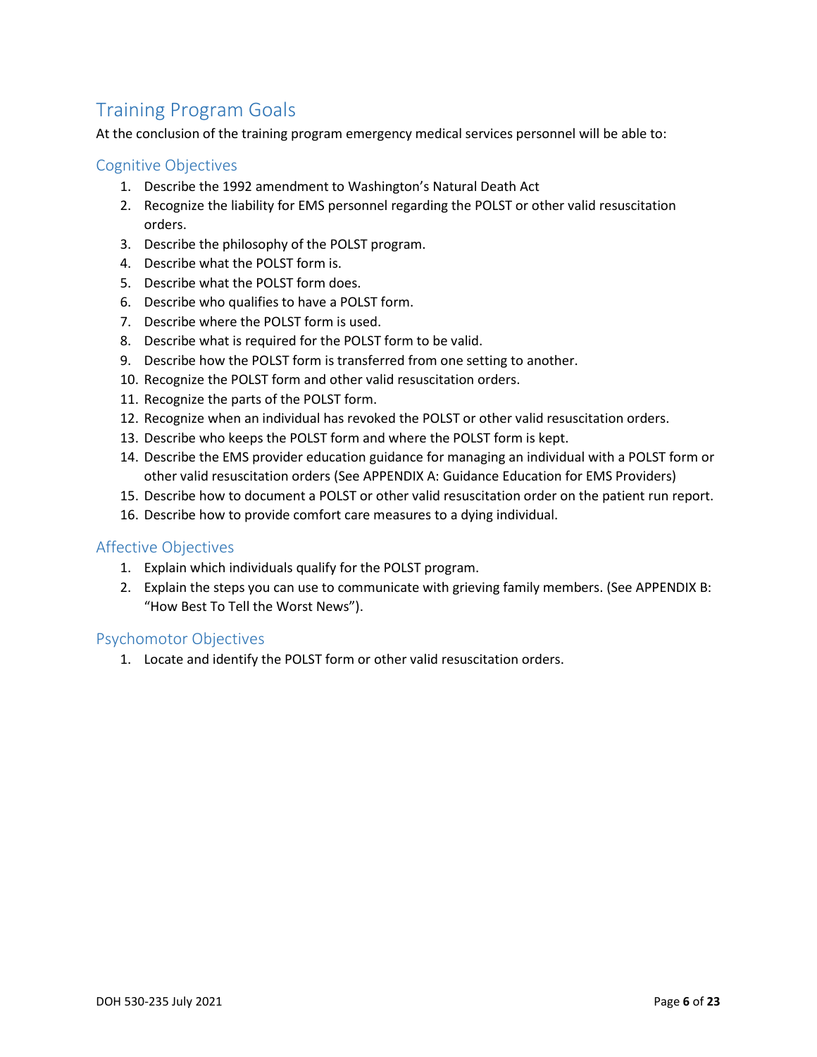## Training Program Goals

At the conclusion of the training program emergency medical services personnel will be able to:

### Cognitive Objectives

1. Describe the 1992 amendment to Washington's Natural Death Act
2. Recognize the liability for EMS personnel regarding the POLST or other valid resuscitation orders.
3. Describe the philosophy of the POLST program.
4. Describe what the POLST form is.
5. Describe what the POLST form does.
6. Describe who qualifies to have a POLST form.
7. Describe where the POLST form is used.
8. Describe what is required for the POLST form to be valid.
9. Describe how the POLST form is transferred from one setting to another.
10. Recognize the POLST form and other valid resuscitation orders.
11. Recognize the parts of the POLST form.
12. Recognize when an individual has revoked the POLST or other valid resuscitation orders.
13. Describe who keeps the POLST form and where the POLST form is kept.
14. Describe the EMS provider education guidance for managing an individual with a POLST form or other valid resuscitation orders (See APPENDIX A: Guidance Education for EMS Providers)
15. Describe how to document a POLST or other valid resuscitation order on the patient run report.
16. Describe how to provide comfort care measures to a dying individual.

### Affective Objectives

1. Explain which individuals qualify for the POLST program.
2. Explain the steps you can use to communicate with grieving family members. (See APPENDIX B: "How Best To Tell the Worst News").

### Psychomotor Objectives

1. Locate and identify the POLST form or other valid resuscitation orders.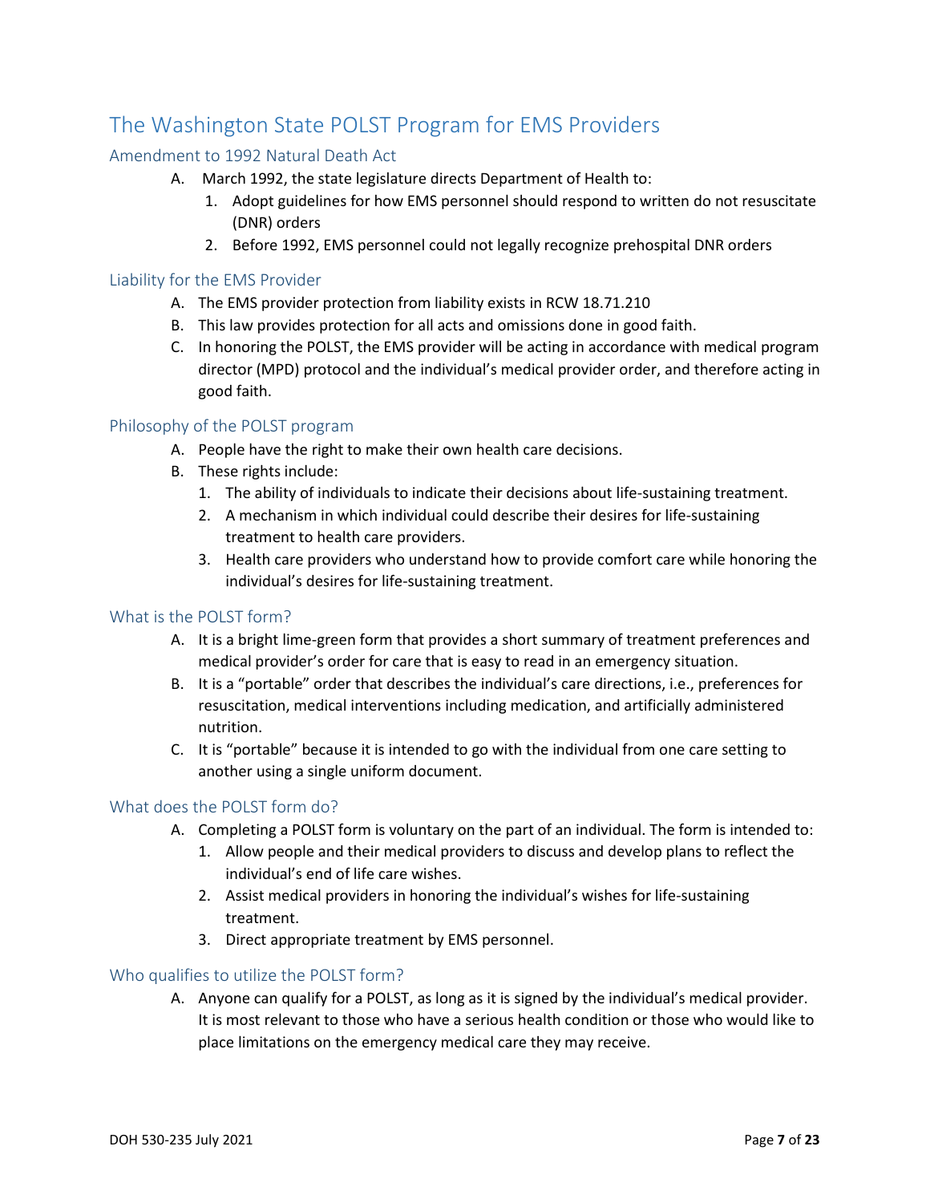# The Washington State POLST Program for EMS Providers

## Amendment to 1992 Natural Death Act

A. March 1992, the state legislature directs Department of Health to:
   1. Adopt guidelines for how EMS personnel should respond to written do not resuscitate (DNR) orders
   2. Before 1992, EMS personnel could not legally recognize prehospital DNR orders

## Liability for the EMS Provider

A. The EMS provider protection from liability exists in RCW 18.71.210
B. This law provides protection for all acts and omissions done in good faith.
C. In honoring the POLST, the EMS provider will be acting in accordance with medical program director (MPD) protocol and the individual's medical provider order, and therefore acting in good faith.

## Philosophy of the POLST program

A. People have the right to make their own health care decisions.
B. These rights include:
   1. The ability of individuals to indicate their decisions about life-sustaining treatment.
   2. A mechanism in which individual could describe their desires for life-sustaining treatment to health care providers.
   3. Health care providers who understand how to provide comfort care while honoring the individual's desires for life-sustaining treatment.

## What is the POLST form?

A. It is a bright lime-green form that provides a short summary of treatment preferences and medical provider's order for care that is easy to read in an emergency situation.
B. It is a "portable" order that describes the individual's care directions, i.e., preferences for resuscitation, medical interventions including medication, and artificially administered nutrition.
C. It is "portable" because it is intended to go with the individual from one care setting to another using a single uniform document.

## What does the POLST form do?

A. Completing a POLST form is voluntary on the part of an individual. The form is intended to:
   1. Allow people and their medical providers to discuss and develop plans to reflect the individual's end of life care wishes.
   2. Assist medical providers in honoring the individual's wishes for life-sustaining treatment.
   3. Direct appropriate treatment by EMS personnel.

## Who qualifies to utilize the POLST form?

A. Anyone can qualify for a POLST, as long as it is signed by the individual's medical provider. It is most relevant to those who have a serious health condition or those who would like to place limitations on the emergency medical care they may receive.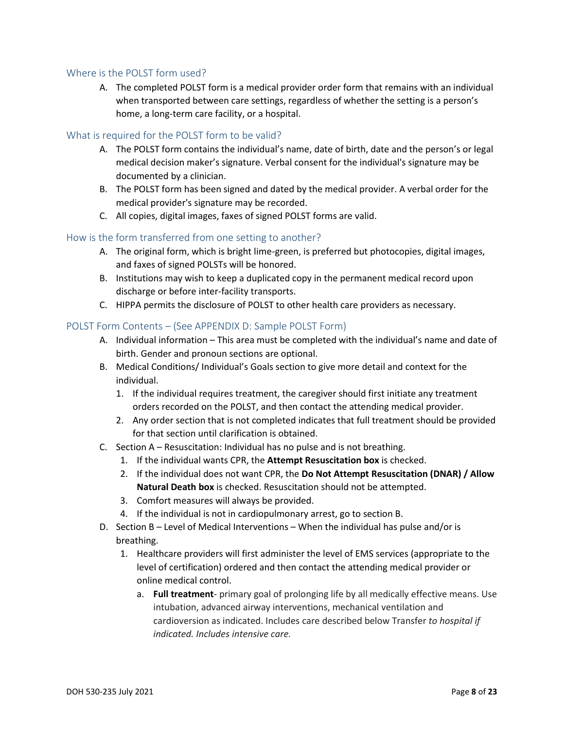## Where is the POLST form used?

A. The completed POLST form is a medical provider order form that remains with an individual when transported between care settings, regardless of whether the setting is a person's home, a long-term care facility, or a hospital.

## What is required for the POLST form to be valid?

A. The POLST form contains the individual's name, date of birth, date and the person's or legal medical decision maker's signature. Verbal consent for the individual's signature may be documented by a clinician.

B. The POLST form has been signed and dated by the medical provider. A verbal order for the medical provider's signature may be recorded.

C. All copies, digital images, faxes of signed POLST forms are valid.

## How is the form transferred from one setting to another?

A. The original form, which is bright lime-green, is preferred but photocopies, digital images, and faxes of signed POLSTs will be honored.

B. Institutions may wish to keep a duplicated copy in the permanent medical record upon discharge or before inter-facility transports.

C. HIPPA permits the disclosure of POLST to other health care providers as necessary.

## POLST Form Contents – (See APPENDIX D: Sample POLST Form)

A. Individual information – This area must be completed with the individual's name and date of birth. Gender and pronoun sections are optional.

B. Medical Conditions/ Individual's Goals section to give more detail and context for the individual.
   1. If the individual requires treatment, the caregiver should first initiate any treatment orders recorded on the POLST, and then contact the attending medical provider.
   2. Any order section that is not completed indicates that full treatment should be provided for that section until clarification is obtained.

C. Section A – Resuscitation: Individual has no pulse and is not breathing.
   1. If the individual wants CPR, the **Attempt Resuscitation box** is checked.
   2. If the individual does not want CPR, the **Do Not Attempt Resuscitation (DNAR) / Allow Natural Death box** is checked. Resuscitation should not be attempted.
   3. Comfort measures will always be provided.
   4. If the individual is not in cardiopulmonary arrest, go to section B.

D. Section B – Level of Medical Interventions – When the individual has pulse and/or is breathing.
   1. Healthcare providers will first administer the level of EMS services (appropriate to the level of certification) ordered and then contact the attending medical provider or online medical control.
      a. **Full treatment**- primary goal of prolonging life by all medically effective means. Use intubation, advanced airway interventions, mechanical ventilation and cardioversion as indicated. Includes care described below Transfer *to hospital if indicated. Includes intensive care.*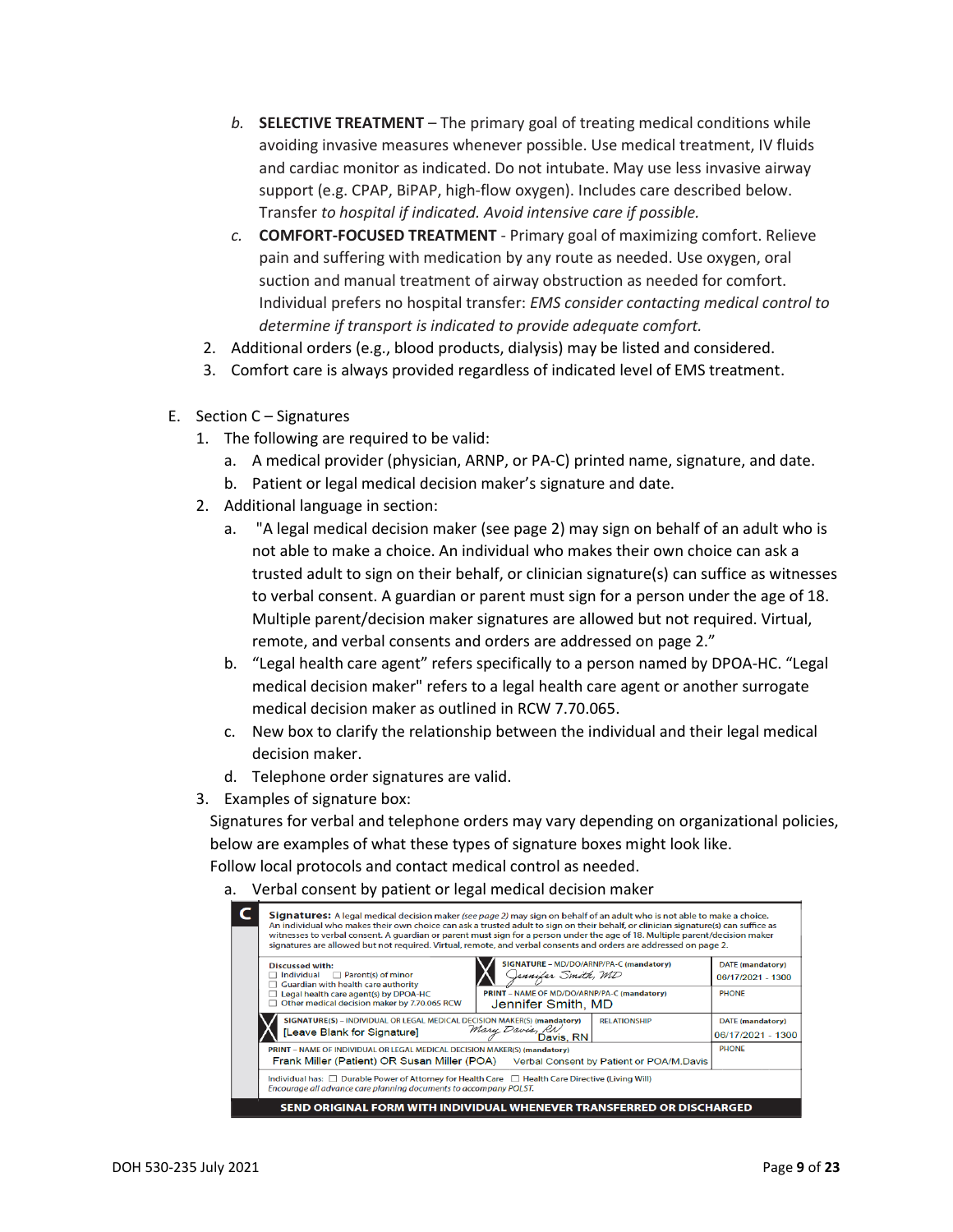b. **SELECTIVE TREATMENT** – The primary goal of treating medical conditions while avoiding invasive measures whenever possible. Use medical treatment, IV fluids and cardiac monitor as indicated. Do not intubate. May use less invasive airway support (e.g. CPAP, BiPAP, high-flow oxygen). Includes care described below. Transfer *to hospital if indicated. Avoid intensive care if possible.*

c. **COMFORT-FOCUSED TREATMENT** - Primary goal of maximizing comfort. Relieve pain and suffering with medication by any route as needed. Use oxygen, oral suction and manual treatment of airway obstruction as needed for comfort. Individual prefers no hospital transfer: *EMS consider contacting medical control to determine if transport is indicated to provide adequate comfort.*

2. Additional orders (e.g., blood products, dialysis) may be listed and considered.
3. Comfort care is always provided regardless of indicated level of EMS treatment.

E. Section C – Signatures

1. The following are required to be valid:
   a. A medical provider (physician, ARNP, or PA-C) printed name, signature, and date.
   b. Patient or legal medical decision maker's signature and date.
2. Additional language in section:
   a. "A legal medical decision maker (see page 2) may sign on behalf of an adult who is not able to make a choice. An individual who makes their own choice can ask a trusted adult to sign on their behalf, or clinician signature(s) can suffice as witnesses to verbal consent. A guardian or parent must sign for a person under the age of 18. Multiple parent/decision maker signatures are allowed but not required. Virtual, remote, and verbal consents and orders are addressed on page 2."
   b. "Legal health care agent" refers specifically to a person named by DPOA-HC. "Legal medical decision maker" refers to a legal health care agent or another surrogate medical decision maker as outlined in RCW 7.70.065.
   c. New box to clarify the relationship between the individual and their legal medical decision maker.
   d. Telephone order signatures are valid.
3. Examples of signature box:

   Signatures for verbal and telephone orders may vary depending on organizational policies, below are examples of what these types of signature boxes might look like.

   Follow local protocols and contact medical control as needed.

   a. Verbal consent by patient or legal medical decision maker

**C** **Signatures:** A legal medical decision maker *(see page 2)* may sign on behalf of an adult who is not able to make a choice. An individual who makes their own choice can ask a trusted adult to sign on their behalf, or clinician signature(s) can suffice as witnesses to verbal consent. A guardian or parent must sign for a person under the age of 18. Multiple parent/decision maker signatures are allowed but not required. Virtual, remote, and verbal consents and orders are addressed on page 2.

| Discussed with: ☐ Individual ☐ Parent(s) of minor ☐ Guardian with health care authority ☐ Legal health care agent(s) by DPOA-HC ☐ Other medical decision maker by 7.70.065 RCW | SIGNATURE – MD/DO/ARNP/PA-C (mandatory) *Jennifer Smith, MD* | DATE (mandatory) 06/17/2021 - 1300 |
|---|---|---|
| | PRINT – NAME OF MD/DO/ARNP/PA-C (mandatory) Jennifer Smith, MD | PHONE |
| SIGNATURE(S) – INDIVIDUAL OR LEGAL MEDICAL DECISION MAKER(S) (mandatory) [Leave Blank for Signature] *Mary Davis, RN* Davis, RN | RELATIONSHIP | DATE (mandatory) 06/17/2021 - 1300 |
| PRINT – NAME OF INDIVIDUAL OR LEGAL MEDICAL DECISION MAKER(S) (mandatory) Frank Miller (Patient) OR Susan Miller (POA) Verbal Consent by Patient or POA/M.Davis | | PHONE |
| Individual has: ☐ Durable Power of Attorney for Health Care ☐ Health Care Directive (Living Will) *Encourage all advance care planning documents to accompany POLST.* | | |

**SEND ORIGINAL FORM WITH INDIVIDUAL WHENEVER TRANSFERRED OR DISCHARGED**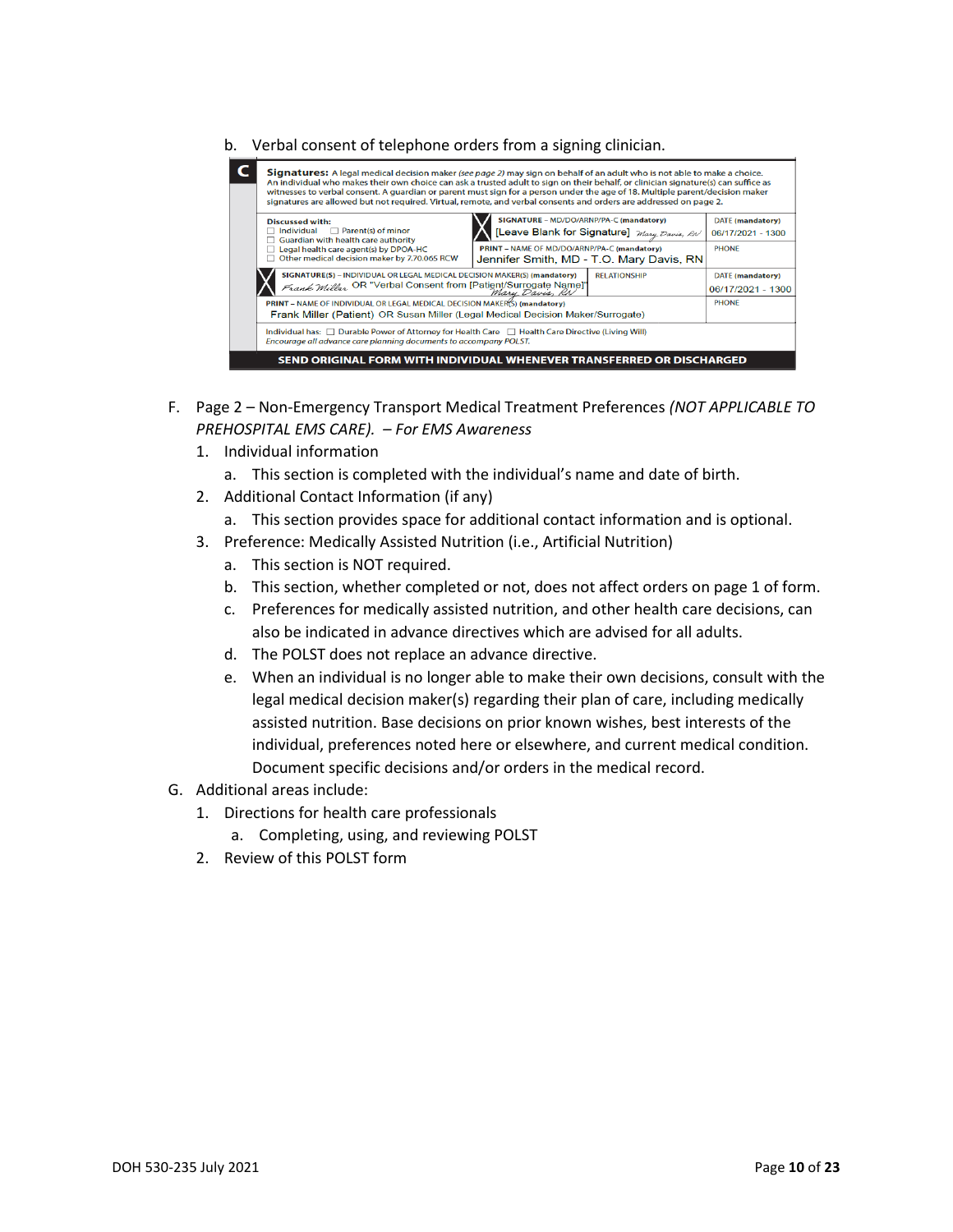b. Verbal consent of telephone orders from a signing clinician.

**C** **Signatures:** A legal medical decision maker *(see page 2)* may sign on behalf of an adult who is not able to make a choice. An individual who makes their own choice can ask a trusted adult to sign on their behalf, or clinician signature(s) can suffice as witnesses to verbal consent. A guardian or parent must sign for a person under the age of 18. Multiple parent/decision maker signatures are allowed but not required. Virtual, remote, and verbal consents and orders are addressed on page 2.

| Discussed with: ☐ Individual ☐ Parent(s) of minor ☐ Guardian with health care authority ☐ Legal health care agent(s) by DPOA-HC ☐ Other medical decision maker by 7.70.065 RCW | SIGNATURE – MD/DO/ARNP/PA-C (mandatory) [Leave Blank for Signature] *Mary Davis, RN* | DATE (mandatory) 06/17/2021 - 1300 |
|---|---|---|
| | PRINT – NAME OF MD/DO/ARNP/PA-C (mandatory) Jennifer Smith, MD - T.O. Mary Davis, RN | PHONE |
| SIGNATURE(S) – INDIVIDUAL OR LEGAL MEDICAL DECISION MAKER(S) (mandatory) *Frank Miller* OR "Verbal Consent from [Patient/Surrogate Name]" *Mary Davis, RN* | RELATIONSHIP | DATE (mandatory) 06/17/2021 - 1300 |
| PRINT – NAME OF INDIVIDUAL OR LEGAL MEDICAL DECISION MAKER(S) (mandatory) Frank Miller (Patient) OR Susan Miller (Legal Medical Decision Maker/Surrogate) | | PHONE |
| Individual has: ☐ Durable Power of Attorney for Health Care ☐ Health Care Directive (Living Will) *Encourage all advance care planning documents to accompany POLST.* | | |

**SEND ORIGINAL FORM WITH INDIVIDUAL WHENEVER TRANSFERRED OR DISCHARGED**

F. Page 2 – Non-Emergency Transport Medical Treatment Preferences *(NOT APPLICABLE TO PREHOSPITAL EMS CARE). – For EMS Awareness*

1. Individual information
   a. This section is completed with the individual's name and date of birth.
2. Additional Contact Information (if any)
   a. This section provides space for additional contact information and is optional.
3. Preference: Medically Assisted Nutrition (i.e., Artificial Nutrition)
   a. This section is NOT required.
   b. This section, whether completed or not, does not affect orders on page 1 of form.
   c. Preferences for medically assisted nutrition, and other health care decisions, can also be indicated in advance directives which are advised for all adults.
   d. The POLST does not replace an advance directive.
   e. When an individual is no longer able to make their own decisions, consult with the legal medical decision maker(s) regarding their plan of care, including medically assisted nutrition. Base decisions on prior known wishes, best interests of the individual, preferences noted here or elsewhere, and current medical condition. Document specific decisions and/or orders in the medical record.

G. Additional areas include:

1. Directions for health care professionals
   a. Completing, using, and reviewing POLST
2. Review of this POLST form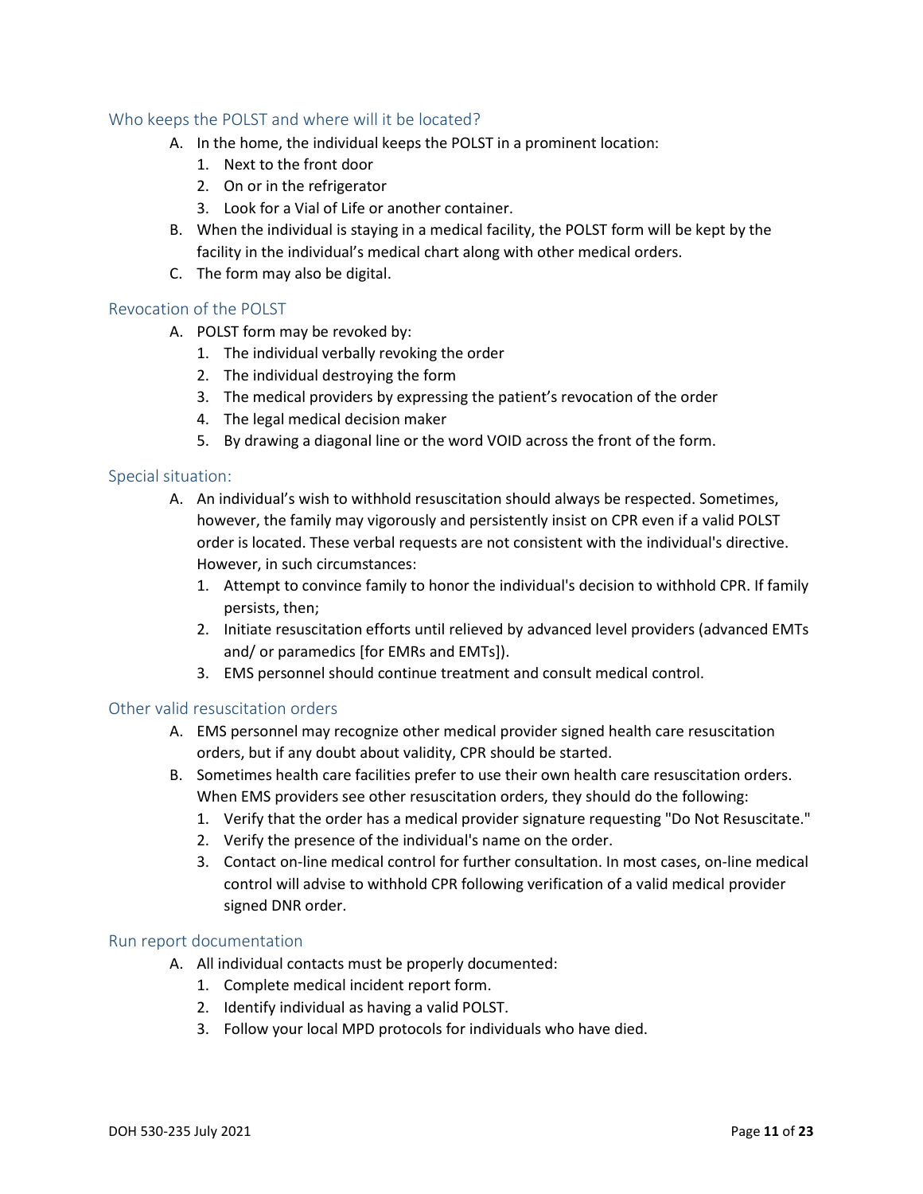## Who keeps the POLST and where will it be located?

A. In the home, the individual keeps the POLST in a prominent location:
   1. Next to the front door
   2. On or in the refrigerator
   3. Look for a Vial of Life or another container.

B. When the individual is staying in a medical facility, the POLST form will be kept by the facility in the individual's medical chart along with other medical orders.

C. The form may also be digital.

## Revocation of the POLST

A. POLST form may be revoked by:
   1. The individual verbally revoking the order
   2. The individual destroying the form
   3. The medical providers by expressing the patient's revocation of the order
   4. The legal medical decision maker
   5. By drawing a diagonal line or the word VOID across the front of the form.

## Special situation:

A. An individual's wish to withhold resuscitation should always be respected. Sometimes, however, the family may vigorously and persistently insist on CPR even if a valid POLST order is located. These verbal requests are not consistent with the individual's directive. However, in such circumstances:
   1. Attempt to convince family to honor the individual's decision to withhold CPR. If family persists, then;
   2. Initiate resuscitation efforts until relieved by advanced level providers (advanced EMTs and/ or paramedics [for EMRs and EMTs]).
   3. EMS personnel should continue treatment and consult medical control.

## Other valid resuscitation orders

A. EMS personnel may recognize other medical provider signed health care resuscitation orders, but if any doubt about validity, CPR should be started.

B. Sometimes health care facilities prefer to use their own health care resuscitation orders. When EMS providers see other resuscitation orders, they should do the following:
   1. Verify that the order has a medical provider signature requesting "Do Not Resuscitate."
   2. Verify the presence of the individual's name on the order.
   3. Contact on-line medical control for further consultation. In most cases, on-line medical control will advise to withhold CPR following verification of a valid medical provider signed DNR order.

## Run report documentation

A. All individual contacts must be properly documented:
   1. Complete medical incident report form.
   2. Identify individual as having a valid POLST.
   3. Follow your local MPD protocols for individuals who have died.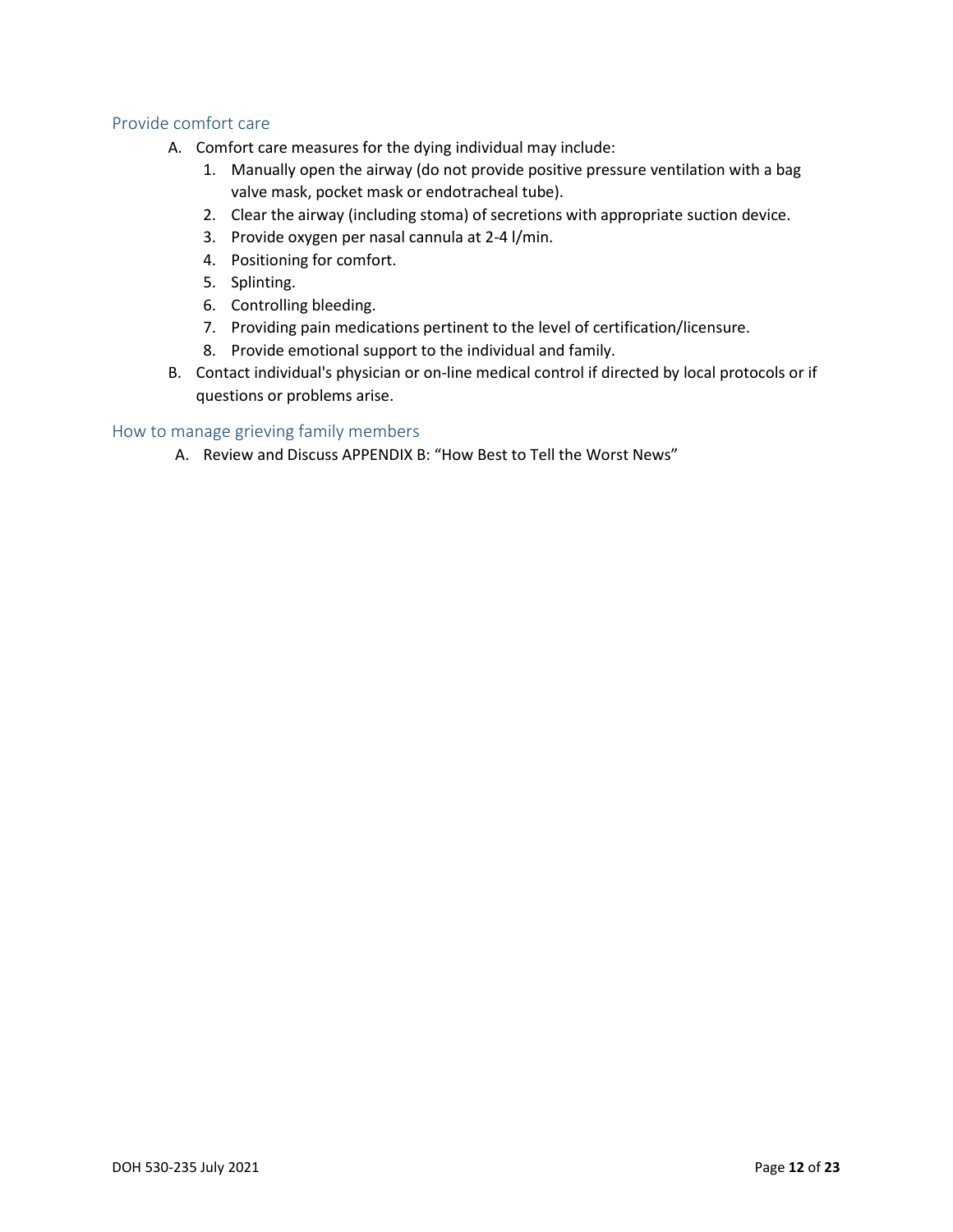## Provide comfort care

A. Comfort care measures for the dying individual may include:
   1. Manually open the airway (do not provide positive pressure ventilation with a bag valve mask, pocket mask or endotracheal tube).
   2. Clear the airway (including stoma) of secretions with appropriate suction device.
   3. Provide oxygen per nasal cannula at 2-4 l/min.
   4. Positioning for comfort.
   5. Splinting.
   6. Controlling bleeding.
   7. Providing pain medications pertinent to the level of certification/licensure.
   8. Provide emotional support to the individual and family.

B. Contact individual's physician or on-line medical control if directed by local protocols or if questions or problems arise.

## How to manage grieving family members

A. Review and Discuss APPENDIX B: "How Best to Tell the Worst News"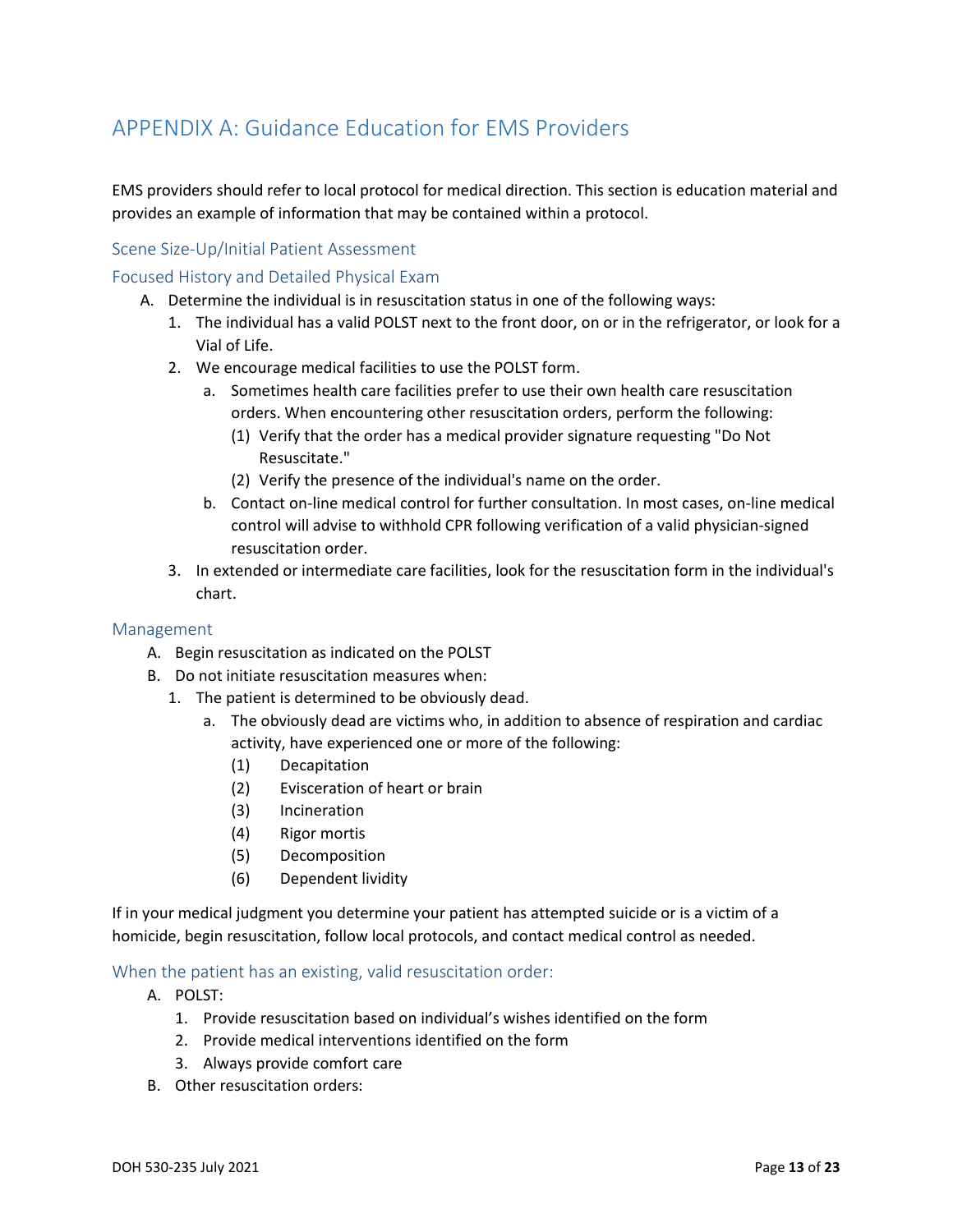# APPENDIX A: Guidance Education for EMS Providers

EMS providers should refer to local protocol for medical direction. This section is education material and provides an example of information that may be contained within a protocol.

## Scene Size-Up/Initial Patient Assessment

## Focused History and Detailed Physical Exam

A. Determine the individual is in resuscitation status in one of the following ways:
   1. The individual has a valid POLST next to the front door, on or in the refrigerator, or look for a Vial of Life.
   2. We encourage medical facilities to use the POLST form.
      a. Sometimes health care facilities prefer to use their own health care resuscitation orders. When encountering other resuscitation orders, perform the following:
         (1) Verify that the order has a medical provider signature requesting "Do Not Resuscitate."
         (2) Verify the presence of the individual's name on the order.
      b. Contact on-line medical control for further consultation. In most cases, on-line medical control will advise to withhold CPR following verification of a valid physician-signed resuscitation order.
   3. In extended or intermediate care facilities, look for the resuscitation form in the individual's chart.

## Management

A. Begin resuscitation as indicated on the POLST
B. Do not initiate resuscitation measures when:
   1. The patient is determined to be obviously dead.
      a. The obviously dead are victims who, in addition to absence of respiration and cardiac activity, have experienced one or more of the following:
         (1) Decapitation
         (2) Evisceration of heart or brain
         (3) Incineration
         (4) Rigor mortis
         (5) Decomposition
         (6) Dependent lividity

If in your medical judgment you determine your patient has attempted suicide or is a victim of a homicide, begin resuscitation, follow local protocols, and contact medical control as needed.

## When the patient has an existing, valid resuscitation order:

A. POLST:
   1. Provide resuscitation based on individual's wishes identified on the form
   2. Provide medical interventions identified on the form
   3. Always provide comfort care
B. Other resuscitation orders: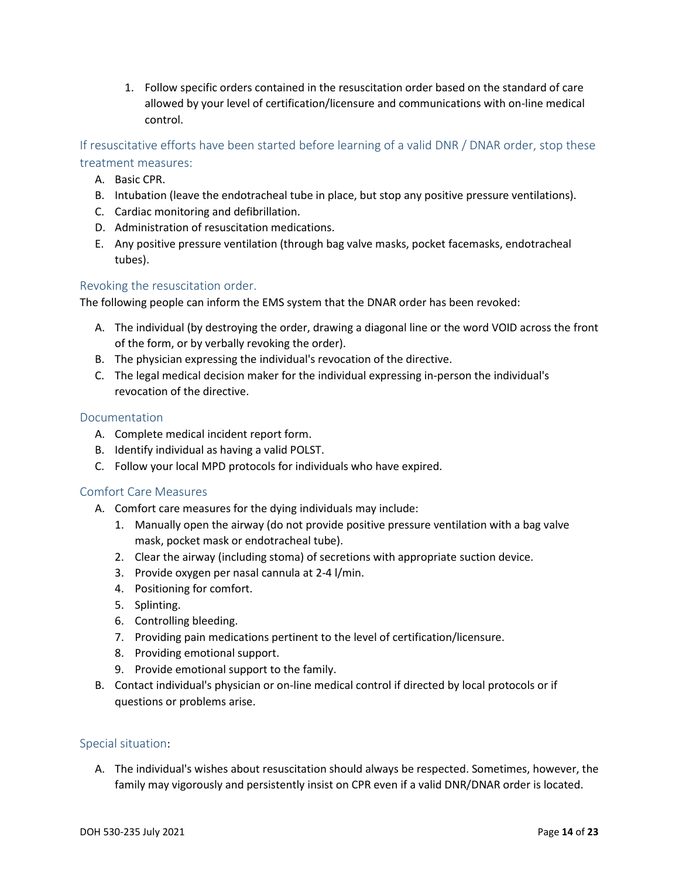1. Follow specific orders contained in the resuscitation order based on the standard of care allowed by your level of certification/licensure and communications with on-line medical control.

### If resuscitative efforts have been started before learning of a valid DNR / DNAR order, stop these treatment measures:

A. Basic CPR.
B. Intubation (leave the endotracheal tube in place, but stop any positive pressure ventilations).
C. Cardiac monitoring and defibrillation.
D. Administration of resuscitation medications.
E. Any positive pressure ventilation (through bag valve masks, pocket facemasks, endotracheal tubes).

### Revoking the resuscitation order.

The following people can inform the EMS system that the DNAR order has been revoked:

A. The individual (by destroying the order, drawing a diagonal line or the word VOID across the front of the form, or by verbally revoking the order).
B. The physician expressing the individual's revocation of the directive.
C. The legal medical decision maker for the individual expressing in-person the individual's revocation of the directive.

### Documentation

A. Complete medical incident report form.
B. Identify individual as having a valid POLST.
C. Follow your local MPD protocols for individuals who have expired.

### Comfort Care Measures

A. Comfort care measures for the dying individuals may include:
   1. Manually open the airway (do not provide positive pressure ventilation with a bag valve mask, pocket mask or endotracheal tube).
   2. Clear the airway (including stoma) of secretions with appropriate suction device.
   3. Provide oxygen per nasal cannula at 2-4 l/min.
   4. Positioning for comfort.
   5. Splinting.
   6. Controlling bleeding.
   7. Providing pain medications pertinent to the level of certification/licensure.
   8. Providing emotional support.
   9. Provide emotional support to the family.
B. Contact individual's physician or on-line medical control if directed by local protocols or if questions or problems arise.

### Special situation:

A. The individual's wishes about resuscitation should always be respected. Sometimes, however, the family may vigorously and persistently insist on CPR even if a valid DNR/DNAR order is located.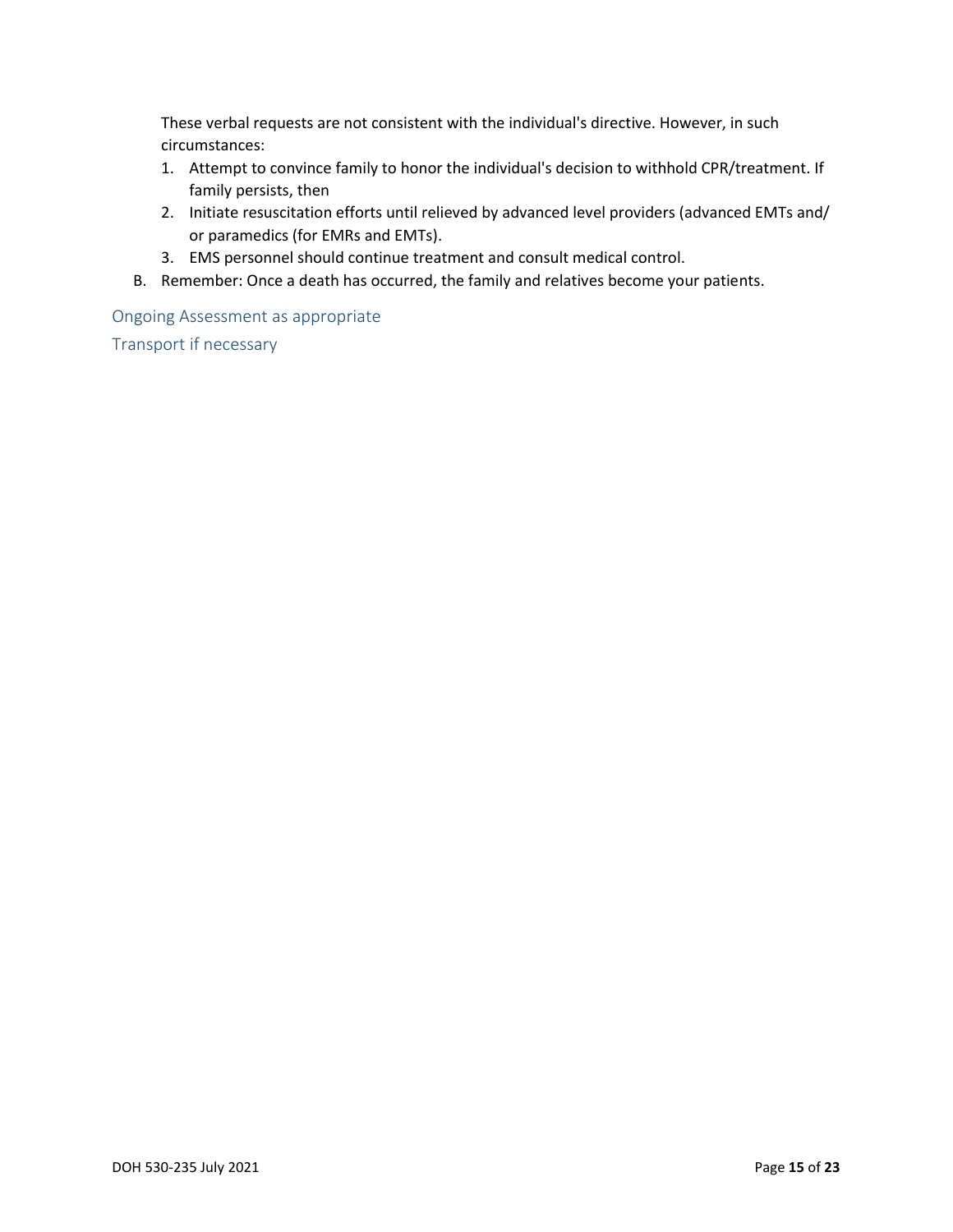These verbal requests are not consistent with the individual's directive. However, in such circumstances:

1. Attempt to convince family to honor the individual's decision to withhold CPR/treatment. If family persists, then
2. Initiate resuscitation efforts until relieved by advanced level providers (advanced EMTs and/ or paramedics (for EMRs and EMTs).
3. EMS personnel should continue treatment and consult medical control.

B. Remember: Once a death has occurred, the family and relatives become your patients.

## Ongoing Assessment as appropriate

## Transport if necessary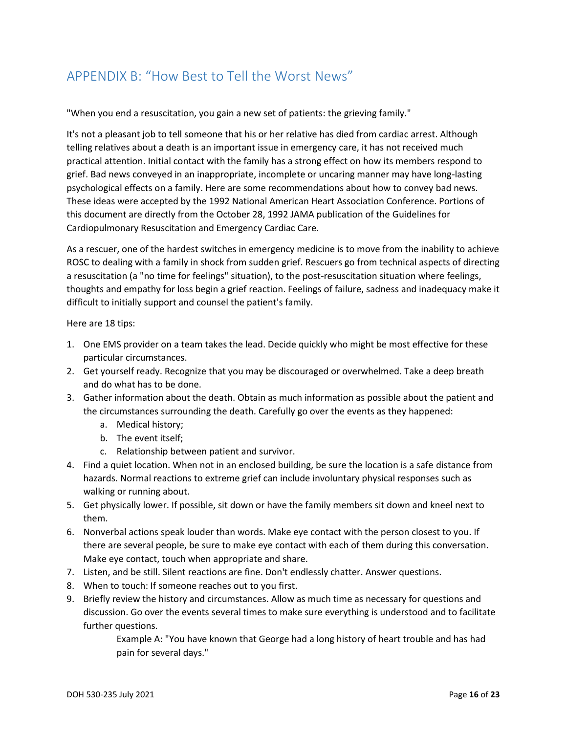## APPENDIX B: "How Best to Tell the Worst News"

"When you end a resuscitation, you gain a new set of patients: the grieving family."

It's not a pleasant job to tell someone that his or her relative has died from cardiac arrest. Although telling relatives about a death is an important issue in emergency care, it has not received much practical attention. Initial contact with the family has a strong effect on how its members respond to grief. Bad news conveyed in an inappropriate, incomplete or uncaring manner may have long-lasting psychological effects on a family. Here are some recommendations about how to convey bad news. These ideas were accepted by the 1992 National American Heart Association Conference. Portions of this document are directly from the October 28, 1992 JAMA publication of the Guidelines for Cardiopulmonary Resuscitation and Emergency Cardiac Care.

As a rescuer, one of the hardest switches in emergency medicine is to move from the inability to achieve ROSC to dealing with a family in shock from sudden grief. Rescuers go from technical aspects of directing a resuscitation (a "no time for feelings" situation), to the post-resuscitation situation where feelings, thoughts and empathy for loss begin a grief reaction. Feelings of failure, sadness and inadequacy make it difficult to initially support and counsel the patient's family.

Here are 18 tips:

1. One EMS provider on a team takes the lead. Decide quickly who might be most effective for these particular circumstances.
2. Get yourself ready. Recognize that you may be discouraged or overwhelmed. Take a deep breath and do what has to be done.
3. Gather information about the death. Obtain as much information as possible about the patient and the circumstances surrounding the death. Carefully go over the events as they happened:
   a. Medical history;
   b. The event itself;
   c. Relationship between patient and survivor.
4. Find a quiet location. When not in an enclosed building, be sure the location is a safe distance from hazards. Normal reactions to extreme grief can include involuntary physical responses such as walking or running about.
5. Get physically lower. If possible, sit down or have the family members sit down and kneel next to them.
6. Nonverbal actions speak louder than words. Make eye contact with the person closest to you. If there are several people, be sure to make eye contact with each of them during this conversation. Make eye contact, touch when appropriate and share.
7. Listen, and be still. Silent reactions are fine. Don't endlessly chatter. Answer questions.
8. When to touch: If someone reaches out to you first.
9. Briefly review the history and circumstances. Allow as much time as necessary for questions and discussion. Go over the events several times to make sure everything is understood and to facilitate further questions.

   Example A: "You have known that George had a long history of heart trouble and has had pain for several days."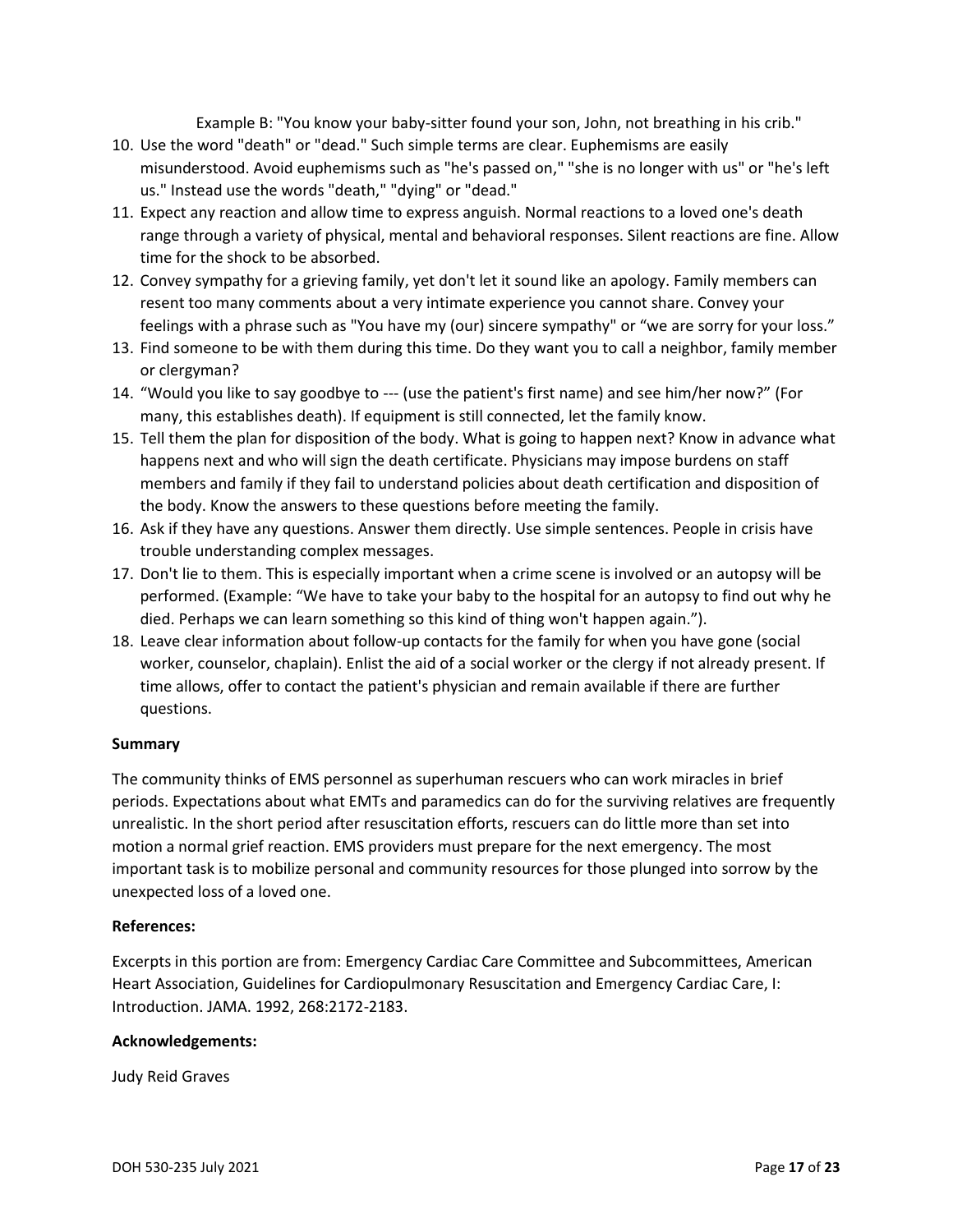Example B: "You know your baby-sitter found your son, John, not breathing in his crib."

10. Use the word "death" or "dead." Such simple terms are clear. Euphemisms are easily misunderstood. Avoid euphemisms such as "he's passed on," "she is no longer with us" or "he's left us." Instead use the words "death," "dying" or "dead."
11. Expect any reaction and allow time to express anguish. Normal reactions to a loved one's death range through a variety of physical, mental and behavioral responses. Silent reactions are fine. Allow time for the shock to be absorbed.
12. Convey sympathy for a grieving family, yet don't let it sound like an apology. Family members can resent too many comments about a very intimate experience you cannot share. Convey your feelings with a phrase such as "You have my (our) sincere sympathy" or "we are sorry for your loss."
13. Find someone to be with them during this time. Do they want you to call a neighbor, family member or clergyman?
14. "Would you like to say goodbye to --- (use the patient's first name) and see him/her now?" (For many, this establishes death). If equipment is still connected, let the family know.
15. Tell them the plan for disposition of the body. What is going to happen next? Know in advance what happens next and who will sign the death certificate. Physicians may impose burdens on staff members and family if they fail to understand policies about death certification and disposition of the body. Know the answers to these questions before meeting the family.
16. Ask if they have any questions. Answer them directly. Use simple sentences. People in crisis have trouble understanding complex messages.
17. Don't lie to them. This is especially important when a crime scene is involved or an autopsy will be performed. (Example: "We have to take your baby to the hospital for an autopsy to find out why he died. Perhaps we can learn something so this kind of thing won't happen again.").
18. Leave clear information about follow-up contacts for the family for when you have gone (social worker, counselor, chaplain). Enlist the aid of a social worker or the clergy if not already present. If time allows, offer to contact the patient's physician and remain available if there are further questions.

**Summary**

The community thinks of EMS personnel as superhuman rescuers who can work miracles in brief periods. Expectations about what EMTs and paramedics can do for the surviving relatives are frequently unrealistic. In the short period after resuscitation efforts, rescuers can do little more than set into motion a normal grief reaction. EMS providers must prepare for the next emergency. The most important task is to mobilize personal and community resources for those plunged into sorrow by the unexpected loss of a loved one.

**References:**

Excerpts in this portion are from: Emergency Cardiac Care Committee and Subcommittees, American Heart Association, Guidelines for Cardiopulmonary Resuscitation and Emergency Cardiac Care, I: Introduction. JAMA. 1992, 268:2172-2183.

**Acknowledgements:**

Judy Reid Graves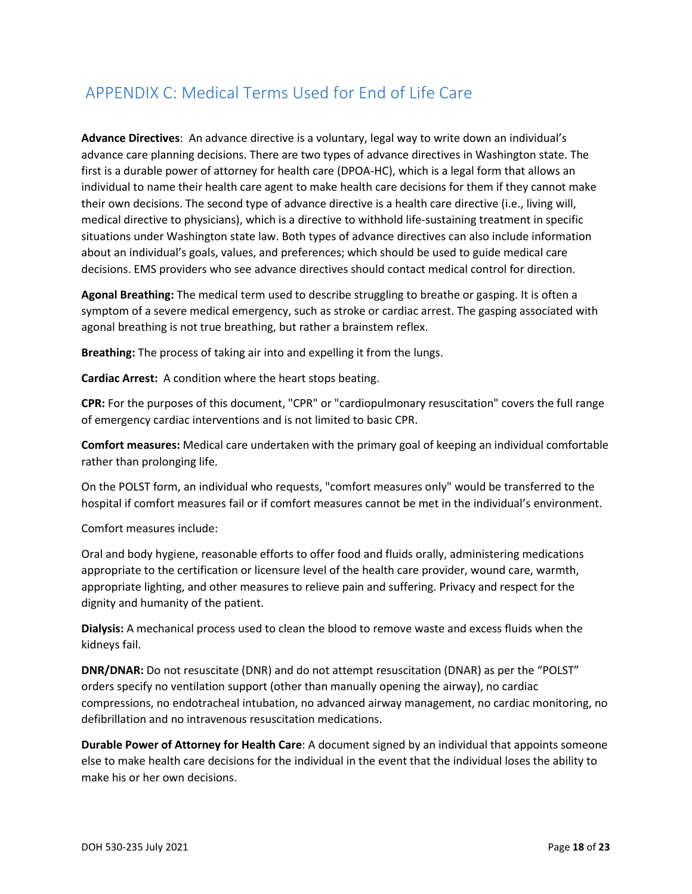## APPENDIX C: Medical Terms Used for End of Life Care

**Advance Directives**: An advance directive is a voluntary, legal way to write down an individual's advance care planning decisions. There are two types of advance directives in Washington state. The first is a durable power of attorney for health care (DPOA-HC), which is a legal form that allows an individual to name their health care agent to make health care decisions for them if they cannot make their own decisions. The second type of advance directive is a health care directive (i.e., living will, medical directive to physicians), which is a directive to withhold life-sustaining treatment in specific situations under Washington state law. Both types of advance directives can also include information about an individual's goals, values, and preferences; which should be used to guide medical care decisions. EMS providers who see advance directives should contact medical control for direction.

**Agonal Breathing:** The medical term used to describe struggling to breathe or gasping. It is often a symptom of a severe medical emergency, such as stroke or cardiac arrest. The gasping associated with agonal breathing is not true breathing, but rather a brainstem reflex.

**Breathing:** The process of taking air into and expelling it from the lungs.

**Cardiac Arrest:** A condition where the heart stops beating.

**CPR:** For the purposes of this document, "CPR" or "cardiopulmonary resuscitation" covers the full range of emergency cardiac interventions and is not limited to basic CPR.

**Comfort measures:** Medical care undertaken with the primary goal of keeping an individual comfortable rather than prolonging life.

On the POLST form, an individual who requests, "comfort measures only" would be transferred to the hospital if comfort measures fail or if comfort measures cannot be met in the individual's environment.

Comfort measures include:

Oral and body hygiene, reasonable efforts to offer food and fluids orally, administering medications appropriate to the certification or licensure level of the health care provider, wound care, warmth, appropriate lighting, and other measures to relieve pain and suffering. Privacy and respect for the dignity and humanity of the patient.

**Dialysis:** A mechanical process used to clean the blood to remove waste and excess fluids when the kidneys fail.

**DNR/DNAR:** Do not resuscitate (DNR) and do not attempt resuscitation (DNAR) as per the "POLST" orders specify no ventilation support (other than manually opening the airway), no cardiac compressions, no endotracheal intubation, no advanced airway management, no cardiac monitoring, no defibrillation and no intravenous resuscitation medications.

**Durable Power of Attorney for Health Care**: A document signed by an individual that appoints someone else to make health care decisions for the individual in the event that the individual loses the ability to make his or her own decisions.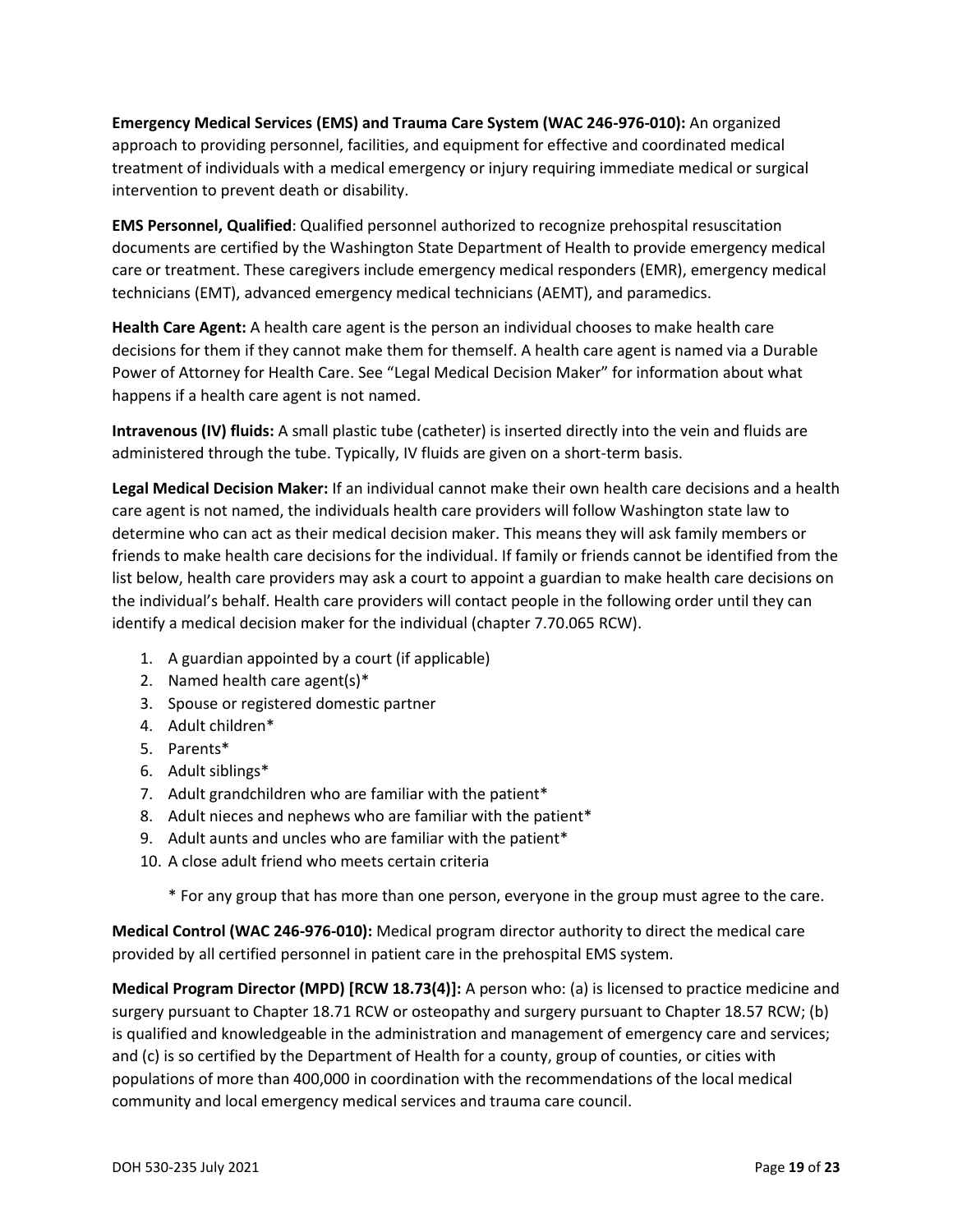**Emergency Medical Services (EMS) and Trauma Care System (WAC 246-976-010):** An organized approach to providing personnel, facilities, and equipment for effective and coordinated medical treatment of individuals with a medical emergency or injury requiring immediate medical or surgical intervention to prevent death or disability.

**EMS Personnel, Qualified**: Qualified personnel authorized to recognize prehospital resuscitation documents are certified by the Washington State Department of Health to provide emergency medical care or treatment. These caregivers include emergency medical responders (EMR), emergency medical technicians (EMT), advanced emergency medical technicians (AEMT), and paramedics.

**Health Care Agent:** A health care agent is the person an individual chooses to make health care decisions for them if they cannot make them for themself. A health care agent is named via a Durable Power of Attorney for Health Care. See "Legal Medical Decision Maker" for information about what happens if a health care agent is not named.

**Intravenous (IV) fluids:** A small plastic tube (catheter) is inserted directly into the vein and fluids are administered through the tube. Typically, IV fluids are given on a short-term basis.

**Legal Medical Decision Maker:** If an individual cannot make their own health care decisions and a health care agent is not named, the individuals health care providers will follow Washington state law to determine who can act as their medical decision maker. This means they will ask family members or friends to make health care decisions for the individual. If family or friends cannot be identified from the list below, health care providers may ask a court to appoint a guardian to make health care decisions on the individual's behalf. Health care providers will contact people in the following order until they can identify a medical decision maker for the individual (chapter 7.70.065 RCW).

1. A guardian appointed by a court (if applicable)
2. Named health care agent(s)*
3. Spouse or registered domestic partner
4. Adult children*
5. Parents*
6. Adult siblings*
7. Adult grandchildren who are familiar with the patient*
8. Adult nieces and nephews who are familiar with the patient*
9. Adult aunts and uncles who are familiar with the patient*
10. A close adult friend who meets certain criteria

\* For any group that has more than one person, everyone in the group must agree to the care.

**Medical Control (WAC 246-976-010):** Medical program director authority to direct the medical care provided by all certified personnel in patient care in the prehospital EMS system.

**Medical Program Director (MPD) [RCW 18.73(4)]:** A person who: (a) is licensed to practice medicine and surgery pursuant to Chapter 18.71 RCW or osteopathy and surgery pursuant to Chapter 18.57 RCW; (b) is qualified and knowledgeable in the administration and management of emergency care and services; and (c) is so certified by the Department of Health for a county, group of counties, or cities with populations of more than 400,000 in coordination with the recommendations of the local medical community and local emergency medical services and trauma care council.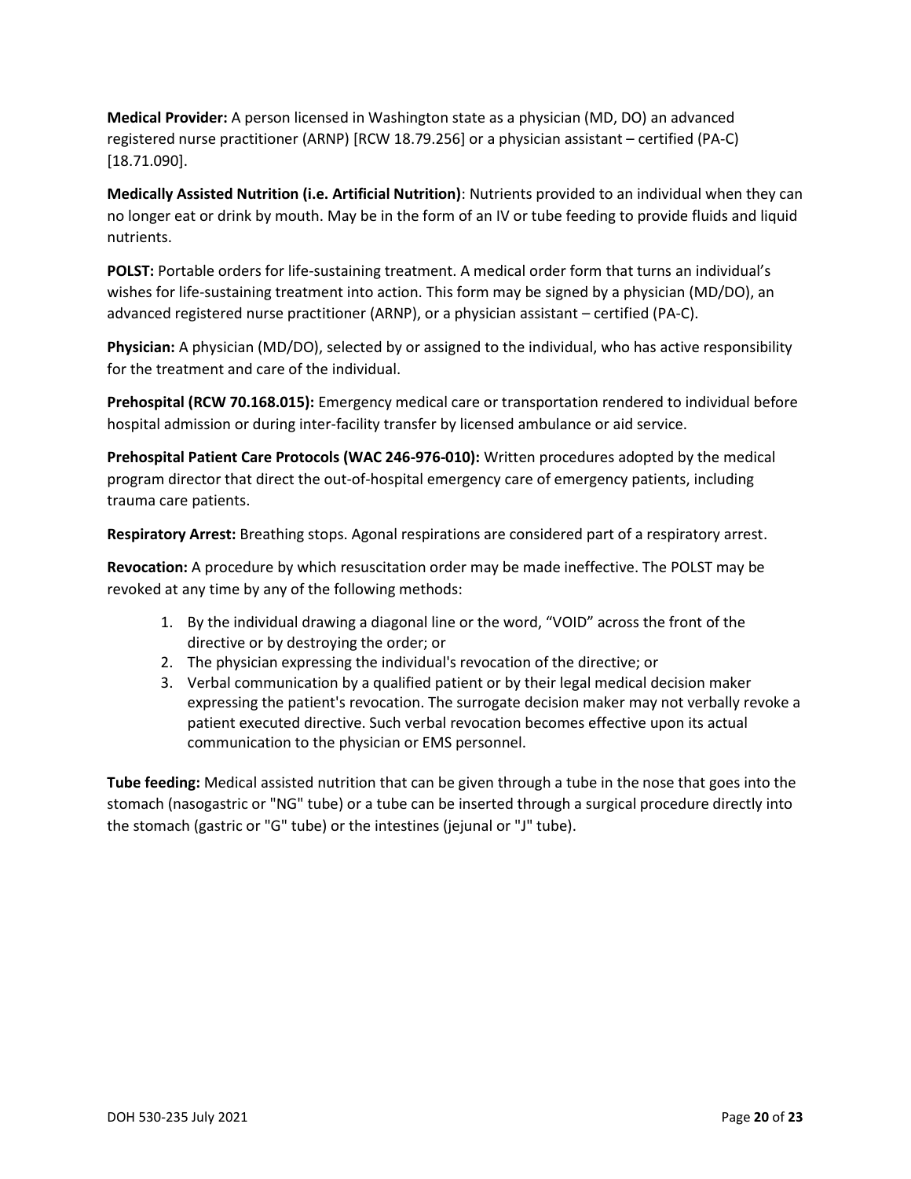**Medical Provider:** A person licensed in Washington state as a physician (MD, DO) an advanced registered nurse practitioner (ARNP) [RCW 18.79.256] or a physician assistant – certified (PA-C) [18.71.090].

**Medically Assisted Nutrition (i.e. Artificial Nutrition)**: Nutrients provided to an individual when they can no longer eat or drink by mouth. May be in the form of an IV or tube feeding to provide fluids and liquid nutrients.

**POLST:** Portable orders for life-sustaining treatment. A medical order form that turns an individual's wishes for life-sustaining treatment into action. This form may be signed by a physician (MD/DO), an advanced registered nurse practitioner (ARNP), or a physician assistant – certified (PA-C).

**Physician:** A physician (MD/DO), selected by or assigned to the individual, who has active responsibility for the treatment and care of the individual.

**Prehospital (RCW 70.168.015):** Emergency medical care or transportation rendered to individual before hospital admission or during inter-facility transfer by licensed ambulance or aid service.

**Prehospital Patient Care Protocols (WAC 246-976-010):** Written procedures adopted by the medical program director that direct the out-of-hospital emergency care of emergency patients, including trauma care patients.

**Respiratory Arrest:** Breathing stops. Agonal respirations are considered part of a respiratory arrest.

**Revocation:** A procedure by which resuscitation order may be made ineffective. The POLST may be revoked at any time by any of the following methods:

1. By the individual drawing a diagonal line or the word, "VOID" across the front of the directive or by destroying the order; or
2. The physician expressing the individual's revocation of the directive; or
3. Verbal communication by a qualified patient or by their legal medical decision maker expressing the patient's revocation. The surrogate decision maker may not verbally revoke a patient executed directive. Such verbal revocation becomes effective upon its actual communication to the physician or EMS personnel.

**Tube feeding:** Medical assisted nutrition that can be given through a tube in the nose that goes into the stomach (nasogastric or "NG" tube) or a tube can be inserted through a surgical procedure directly into the stomach (gastric or "G" tube) or the intestines (jejunal or "J" tube).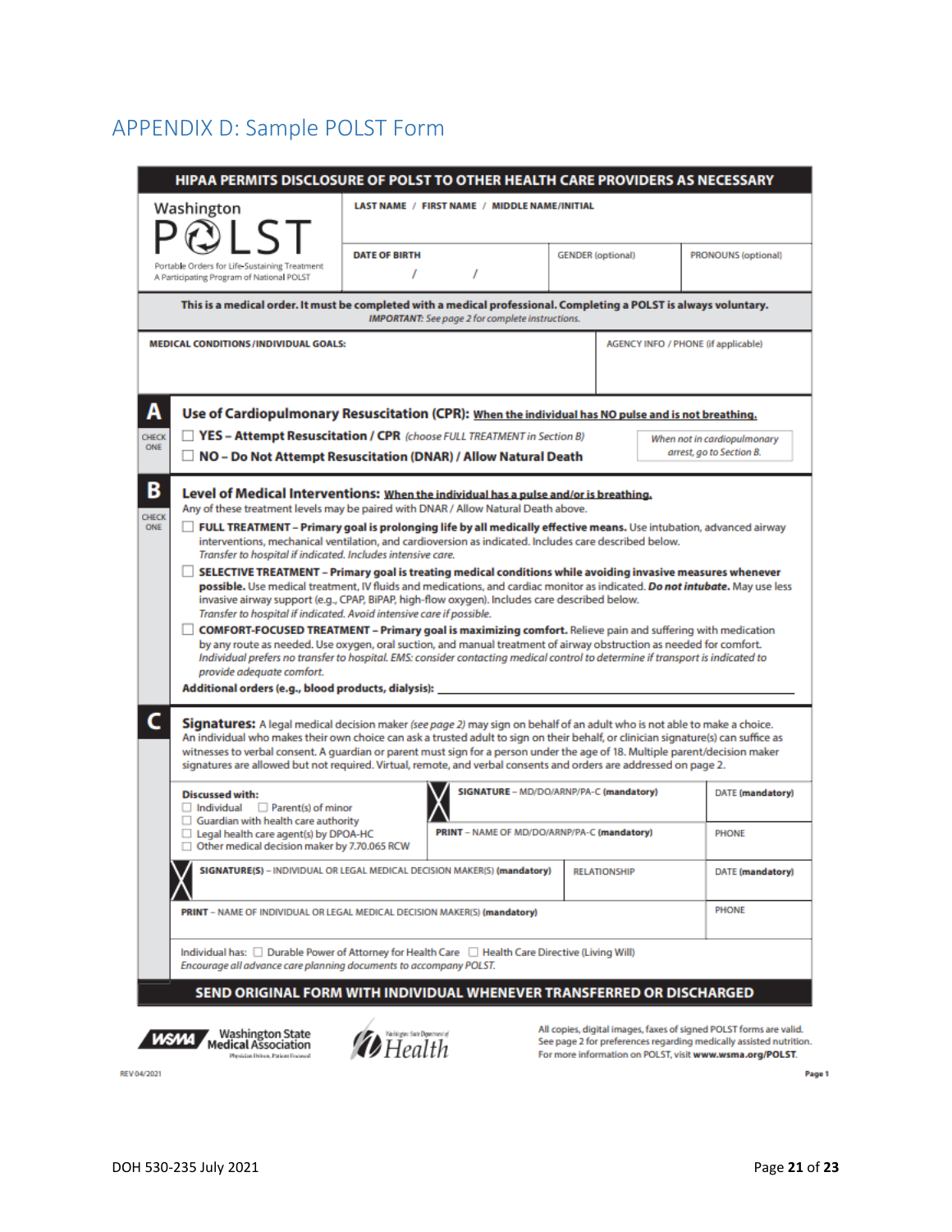## APPENDIX D: Sample POLST Form

**HIPAA PERMITS DISCLOSURE OF POLST TO OTHER HEALTH CARE PROVIDERS AS NECESSARY**

Washington POLST
Portable Orders for Life-Sustaining Treatment
A Participating Program of National POLST

| LAST NAME / FIRST NAME / MIDDLE NAME/INITIAL | | |
|---|---|---|
| DATE OF BIRTH / / | GENDER (optional) | PRONOUNS (optional) |

**This is a medical order. It must be completed with a medical professional. Completing a POLST is always voluntary.**
*IMPORTANT: See page 2 for complete instructions.*

| MEDICAL CONDITIONS/INDIVIDUAL GOALS: | AGENCY INFO / PHONE (if applicable) |
|---|---|

### A — Use of Cardiopulmonary Resuscitation (CPR): When the individual has NO pulse and is not breathing.

CHECK ONE

- ☐ **YES – Attempt Resuscitation / CPR** *(choose FULL TREATMENT in Section B)*
- ☐ **NO – Do Not Attempt Resuscitation (DNAR) / Allow Natural Death**

*When not in cardiopulmonary arrest, go to Section B.*

### B — Level of Medical Interventions: When the individual has a pulse and/or is breathing.

CHECK ONE

Any of these treatment levels may be paired with DNAR / Allow Natural Death above.

- ☐ **FULL TREATMENT – Primary goal is prolonging life by all medically effective means.** Use intubation, advanced airway interventions, mechanical ventilation, and cardioversion as indicated. Includes care described below. *Transfer to hospital if indicated. Includes intensive care.*
- ☐ **SELECTIVE TREATMENT – Primary goal is treating medical conditions while avoiding invasive measures whenever possible.** Use medical treatment, IV fluids and medications, and cardiac monitor as indicated. ***Do not intubate.*** May use less invasive airway support (e.g., CPAP, BiPAP, high-flow oxygen). Includes care described below. *Transfer to hospital if indicated. Avoid intensive care if possible.*
- ☐ **COMFORT-FOCUSED TREATMENT – Primary goal is maximizing comfort.** Relieve pain and suffering with medication by any route as needed. Use oxygen, oral suction, and manual treatment of airway obstruction as needed for comfort. *Individual prefers no transfer to hospital. EMS: consider contacting medical control to determine if transport is indicated to provide adequate comfort.*

**Additional orders (e.g., blood products, dialysis):** \_\_\_\_\_\_\_\_\_\_\_\_\_\_\_\_\_\_\_\_

### C — Signatures:

A legal medical decision maker *(see page 2)* may sign on behalf of an adult who is not able to make a choice. An individual who makes their own choice can ask a trusted adult to sign on their behalf, or clinician signature(s) can suffice as witnesses to verbal consent. A guardian or parent must sign for a person under the age of 18. Multiple parent/decision maker signatures are allowed but not required. Virtual, remote, and verbal consents and orders are addressed on page 2.

| Discussed with: ☐ Individual ☐ Parent(s) of minor ☐ Guardian with health care authority ☐ Legal health care agent(s) by DPOA-HC ☐ Other medical decision maker by 7.70.065 RCW | SIGNATURE – MD/DO/ARNP/PA-C **(mandatory)** | | DATE **(mandatory)** |
|---|---|---|---|
| | PRINT – NAME OF MD/DO/ARNP/PA-C **(mandatory)** | | PHONE |
| SIGNATURE(S) – INDIVIDUAL OR LEGAL MEDICAL DECISION MAKER(S) **(mandatory)** | | RELATIONSHIP | DATE **(mandatory)** |
| PRINT – NAME OF INDIVIDUAL OR LEGAL MEDICAL DECISION MAKER(S) **(mandatory)** | | | PHONE |

Individual has: ☐ Durable Power of Attorney for Health Care ☐ Health Care Directive (Living Will)
*Encourage all advance care planning documents to accompany POLST.*

**SEND ORIGINAL FORM WITH INDIVIDUAL WHENEVER TRANSFERRED OR DISCHARGED**

WSMA Washington State Medical Association — Physician Driven, Patient Focused
Washington State Department of Health

All copies, digital images, faxes of signed POLST forms are valid. See page 2 for preferences regarding medically assisted nutrition. For more information on POLST, visit **www.wsma.org/POLST**.

REV 04/2021

Page 1

DOH 530-235 July 2021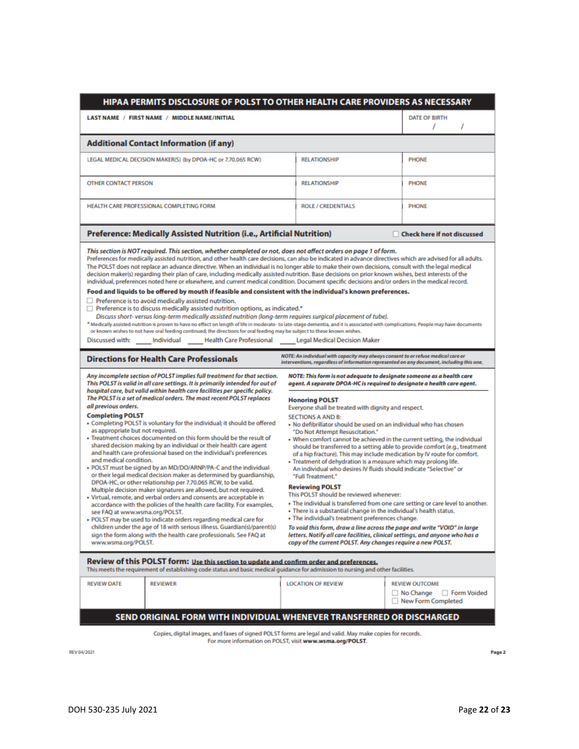**HIPAA PERMITS DISCLOSURE OF POLST TO OTHER HEALTH CARE PROVIDERS AS NECESSARY**

| LAST NAME / FIRST NAME / MIDDLE NAME/INITIAL | DATE OF BIRTH / / |
|---|---|

## Additional Contact Information (if any)

| LEGAL MEDICAL DECISION MAKER(S) (by DPOA-HC or 7.70.065 RCW) | RELATIONSHIP | PHONE |
|---|---|---|
| OTHER CONTACT PERSON | RELATIONSHIP | PHONE |
| HEALTH CARE PROFESSIONAL COMPLETING FORM | ROLE / CREDENTIALS | PHONE |

## Preference: Medically Assisted Nutrition (i.e., Artificial Nutrition)

☐ Check here if not discussed

*This section is NOT required. This section, whether completed or not, does not affect orders on page 1 of form.*
Preferences for medically assisted nutrition, and other health care decisions, can also be indicated in advance directives which are advised for all adults. The POLST does not replace an advance directive. When an individual is no longer able to make their own decisions, consult with the legal medical decision maker(s) regarding their plan of care, including medically assisted nutrition. Base decisions on prior known wishes, best interests of the individual, preferences noted here or elsewhere, and current medical condition. Document specific decisions and/or orders in the medical record.

**Food and liquids to be offered by mouth if feasible and consistent with the individual's known preferences.**

☐ Preference is to avoid medically assisted nutrition.
☐ Preference is to discuss medically assisted nutrition options, as indicated.*
*Discuss short- versus long-term medically assisted nutrition (long-term requires surgical placement of tube).*

\* Medically assisted nutrition is proven to have no effect on length of life in moderate- to late-stage dementia, and it is associated with complications. People may have documents or known wishes to not have oral feeding continued; the directions for oral feeding may be subject to these known wishes.

Discussed with: ____ Individual ____ Health Care Professional ____ Legal Medical Decision Maker

## Directions for Health Care Professionals

*NOTE: An individual with capacity may always consent to or refuse medical care or interventions, regardless of information represented on any document, including this one.*

***Any incomplete section of POLST implies full treatment for that section. This POLST is valid in all care settings. It is primarily intended for out of hospital care, but valid within health care facilities per specific policy. The POLST is a set of medical orders. The most recent POLST replaces all previous orders.***

### Completing POLST

- Completing POLST is voluntary for the individual; it should be offered as appropriate but not required.
- Treatment choices documented on this form should be the result of shared decision making by an individual or their health care agent and health care professional based on the individual's preferences and medical condition.
- POLST must be signed by an MD/DO/ARNP/PA-C and the individual or their legal medical decision maker as determined by guardianship, DPOA-HC, or other relationship per 7.70.065 RCW, to be valid. Multiple decision maker signatures are allowed, but not required.
- Virtual, remote, and verbal orders and consents are acceptable in accordance with the policies of the health care facility. For examples, see FAQ at www.wsma.org/POLST.
- POLST may be used to indicate orders regarding medical care for children under the age of 18 with serious illness. Guardian(s)/parent(s) sign the form along with the health care professionals. See FAQ at www.wsma.org/POLST.

***NOTE: This form is not adequate to designate someone as a health care agent. A separate DPOA-HC is required to designate a health care agent.***

### Honoring POLST

Everyone shall be treated with dignity and respect.

SECTIONS A AND B:

- No defibrillator should be used on an individual who has chosen "Do Not Attempt Resuscitation."
- When comfort cannot be achieved in the current setting, the individual should be transferred to a setting able to provide comfort (e.g., treatment of a hip fracture). This may include medication by IV route for comfort.
- Treatment of dehydration is a measure which may prolong life. An individual who desires IV fluids should indicate "Selective" or "Full Treatment."

### Reviewing POLST

This POLST should be reviewed whenever:

- The individual is transferred from one care setting or care level to another.
- There is a substantial change in the individual's health status.
- The individual's treatment preferences change.

***To void this form, draw a line across the page and write "VOID" in large letters. Notify all care facilities, clinical settings, and anyone who has a copy of the current POLST. Any changes require a new POLST.***

## Review of this POLST form: Use this section to update and confirm order and preferences.

This meets the requirement of establishing code status and basic medical guidance for admission to nursing and other facilities.

| REVIEW DATE | REVIEWER | LOCATION OF REVIEW | REVIEW OUTCOME |
|---|---|---|---|
| | | | ☐ No Change ☐ Form Voided ☐ New Form Completed |

**SEND ORIGINAL FORM WITH INDIVIDUAL WHENEVER TRANSFERRED OR DISCHARGED**

Copies, digital images, and faxes of signed POLST forms are legal and valid. May make copies for records.
For more information on POLST, visit **www.wsma.org/POLST**.

REV 04/2021

DOH 530-235 July 2021